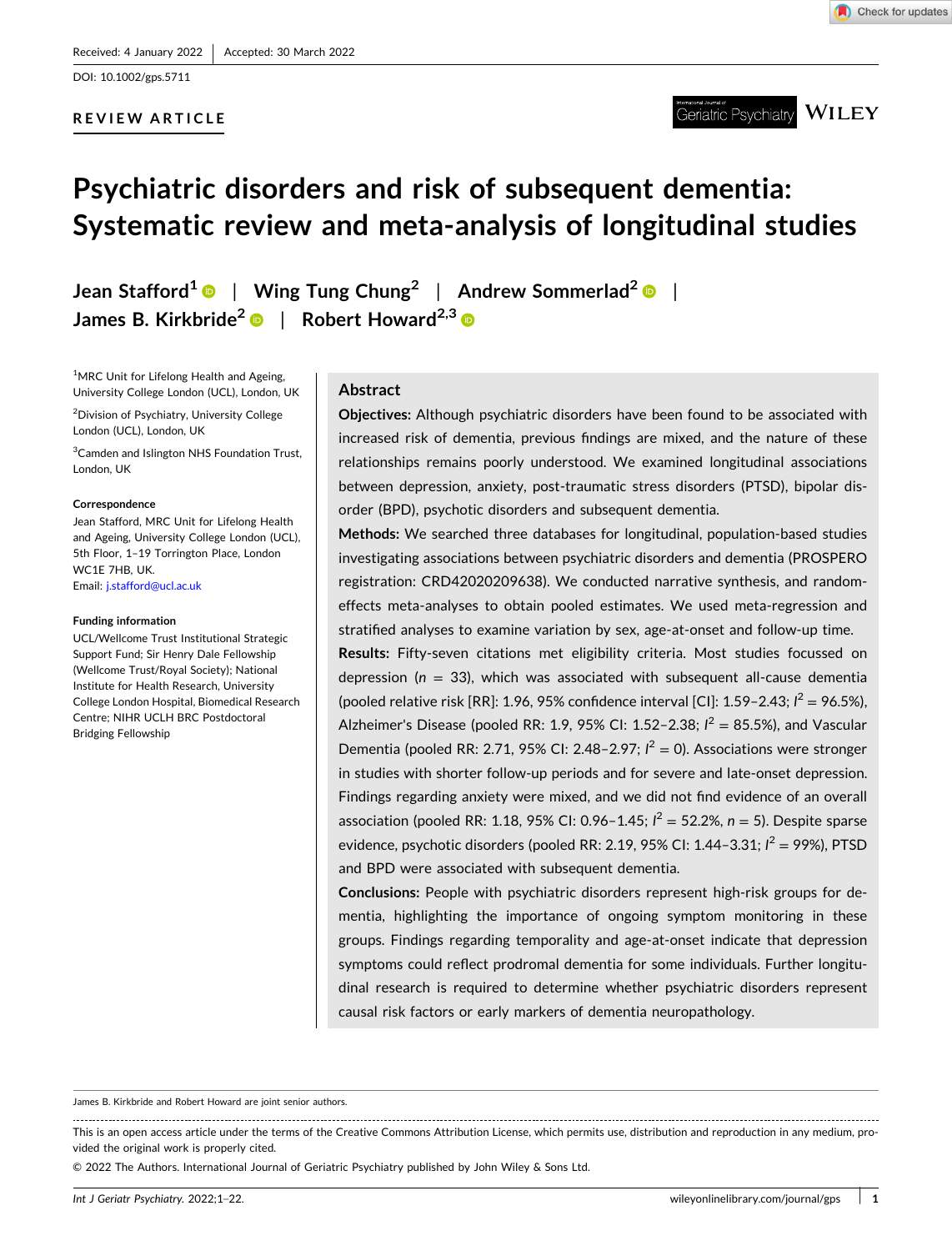Received: 4 January 2022 | Accepted: 30 March 2022

DOI: 10.1002/gps.5711

REVIEW ARTICLE

# Psychiatric disorders and risk of subsequent dementia: Systematic review and meta-analysis of longitudinal studies

Jean Stafford[1] | Wing Tung Chung[2] | Andrew Sommerlad[2] | James B. Kirkbride[2] | Robert Howard[2,3]

[1]MRC Unit for Lifelong Health and Ageing, University College London (UCL), London, UK

[2]Division of Psychiatry, University College London (UCL), London, UK

[3]Camden and Islington NHS Foundation Trust, London, UK

**Correspondence**

Jean Stafford, MRC Unit for Lifelong Health and Ageing, University College London (UCL), 5th Floor, 1–19 Torrington Place, London WC1E 7HB, UK.
Email: j.stafford@ucl.ac.uk

**Funding information**

UCL/Wellcome Trust Institutional Strategic Support Fund; Sir Henry Dale Fellowship (Wellcome Trust/Royal Society); National Institute for Health Research, University College London Hospital, Biomedical Research Centre; NIHR UCLH BRC Postdoctoral Bridging Fellowship

## Abstract

**Objectives:** Although psychiatric disorders have been found to be associated with increased risk of dementia, previous findings are mixed, and the nature of these relationships remains poorly understood. We examined longitudinal associations between depression, anxiety, post-traumatic stress disorders (PTSD), bipolar disorder (BPD), psychotic disorders and subsequent dementia.

**Methods:** We searched three databases for longitudinal, population-based studies investigating associations between psychiatric disorders and dementia (PROSPERO registration: CRD42020209638). We conducted narrative synthesis, and random-effects meta-analyses to obtain pooled estimates. We used meta-regression and stratified analyses to examine variation by sex, age-at-onset and follow-up time.

**Results:** Fifty-seven citations met eligibility criteria. Most studies focussed on depression ($n$ = 33), which was associated with subsequent all-cause dementia (pooled relative risk [RR]: 1.96, 95% confidence interval [CI]: 1.59–2.43; $I^2$ = 96.5%), Alzheimer's Disease (pooled RR: 1.9, 95% CI: 1.52–2.38; $I^2$ = 85.5%), and Vascular Dementia (pooled RR: 2.71, 95% CI: 2.48–2.97; $I^2$ = 0). Associations were stronger in studies with shorter follow-up periods and for severe and late-onset depression. Findings regarding anxiety were mixed, and we did not find evidence of an overall association (pooled RR: 1.18, 95% CI: 0.96–1.45; $I^2$ = 52.2%, $n$ = 5). Despite sparse evidence, psychotic disorders (pooled RR: 2.19, 95% CI: 1.44–3.31; $I^2$ = 99%), PTSD and BPD were associated with subsequent dementia.

**Conclusions:** People with psychiatric disorders represent high-risk groups for dementia, highlighting the importance of ongoing symptom monitoring in these groups. Findings regarding temporality and age-at-onset indicate that depression symptoms could reflect prodromal dementia for some individuals. Further longitudinal research is required to determine whether psychiatric disorders represent causal risk factors or early markers of dementia neuropathology.

James B. Kirkbride and Robert Howard are joint senior authors.

This is an open access article under the terms of the Creative Commons Attribution License, which permits use, distribution and reproduction in any medium, provided the original work is properly cited.

© 2022 The Authors. International Journal of Geriatric Psychiatry published by John Wiley & Sons Ltd.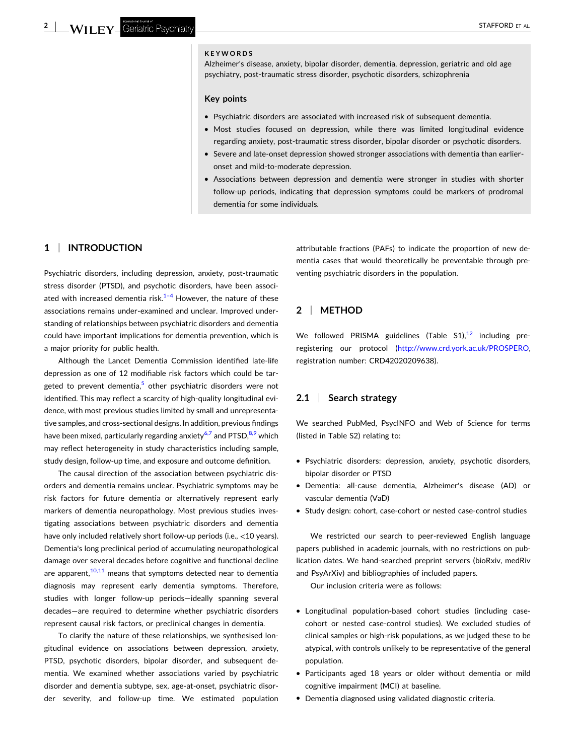**KEYWORDS**

Alzheimer's disease, anxiety, bipolar disorder, dementia, depression, geriatric and old age psychiatry, post-traumatic stress disorder, psychotic disorders, schizophrenia

**Key points**

- Psychiatric disorders are associated with increased risk of subsequent dementia.
- Most studies focused on depression, while there was limited longitudinal evidence regarding anxiety, post-traumatic stress disorder, bipolar disorder or psychotic disorders.
- Severe and late-onset depression showed stronger associations with dementia than earlier-onset and mild-to-moderate depression.
- Associations between depression and dementia were stronger in studies with shorter follow-up periods, indicating that depression symptoms could be markers of prodromal dementia for some individuals.

## 1 | INTRODUCTION

Psychiatric disorders, including depression, anxiety, post-traumatic stress disorder (PTSD), and psychotic disorders, have been associated with increased dementia risk.[1–4] However, the nature of these associations remains under-examined and unclear. Improved understanding of relationships between psychiatric disorders and dementia could have important implications for dementia prevention, which is a major priority for public health.

Although the Lancet Dementia Commission identified late-life depression as one of 12 modifiable risk factors which could be targeted to prevent dementia,[5] other psychiatric disorders were not identified. This may reflect a scarcity of high-quality longitudinal evidence, with most previous studies limited by small and unrepresentative samples, and cross-sectional designs. In addition, previous findings have been mixed, particularly regarding anxiety[6,7] and PTSD,[8,9] which may reflect heterogeneity in study characteristics including sample, study design, follow-up time, and exposure and outcome definition.

The causal direction of the association between psychiatric disorders and dementia remains unclear. Psychiatric symptoms may be risk factors for future dementia or alternatively represent early markers of dementia neuropathology. Most previous studies investigating associations between psychiatric disorders and dementia have only included relatively short follow-up periods (i.e., <10 years). Dementia's long preclinical period of accumulating neuropathological damage over several decades before cognitive and functional decline are apparent,[10,11] means that symptoms detected near to dementia diagnosis may represent early dementia symptoms. Therefore, studies with longer follow-up periods—ideally spanning several decades—are required to determine whether psychiatric disorders represent causal risk factors, or preclinical changes in dementia.

To clarify the nature of these relationships, we synthesised longitudinal evidence on associations between depression, anxiety, PTSD, psychotic disorders, bipolar disorder, and subsequent dementia. We examined whether associations varied by psychiatric disorder and dementia subtype, sex, age-at-onset, psychiatric disorder severity, and follow-up time. We estimated population attributable fractions (PAFs) to indicate the proportion of new dementia cases that would theoretically be preventable through preventing psychiatric disorders in the population.

## 2 | METHOD

We followed PRISMA guidelines (Table S1),[12] including pre-registering our protocol (http://www.crd.york.ac.uk/PROSPERO, registration number: CRD42020209638).

### 2.1 | Search strategy

We searched PubMed, PsycINFO and Web of Science for terms (listed in Table S2) relating to:

- Psychiatric disorders: depression, anxiety, psychotic disorders, bipolar disorder or PTSD
- Dementia: all-cause dementia, Alzheimer's disease (AD) or vascular dementia (VaD)
- Study design: cohort, case-cohort or nested case-control studies

We restricted our search to peer-reviewed English language papers published in academic journals, with no restrictions on publication dates. We hand-searched preprint servers (bioRxiv, medRiv and PsyArXiv) and bibliographies of included papers.

Our inclusion criteria were as follows:

- Longitudinal population-based cohort studies (including case-cohort or nested case-control studies). We excluded studies of clinical samples or high-risk populations, as we judged these to be atypical, with controls unlikely to be representative of the general population.
- Participants aged 18 years or older without dementia or mild cognitive impairment (MCI) at baseline.
- Dementia diagnosed using validated diagnostic criteria.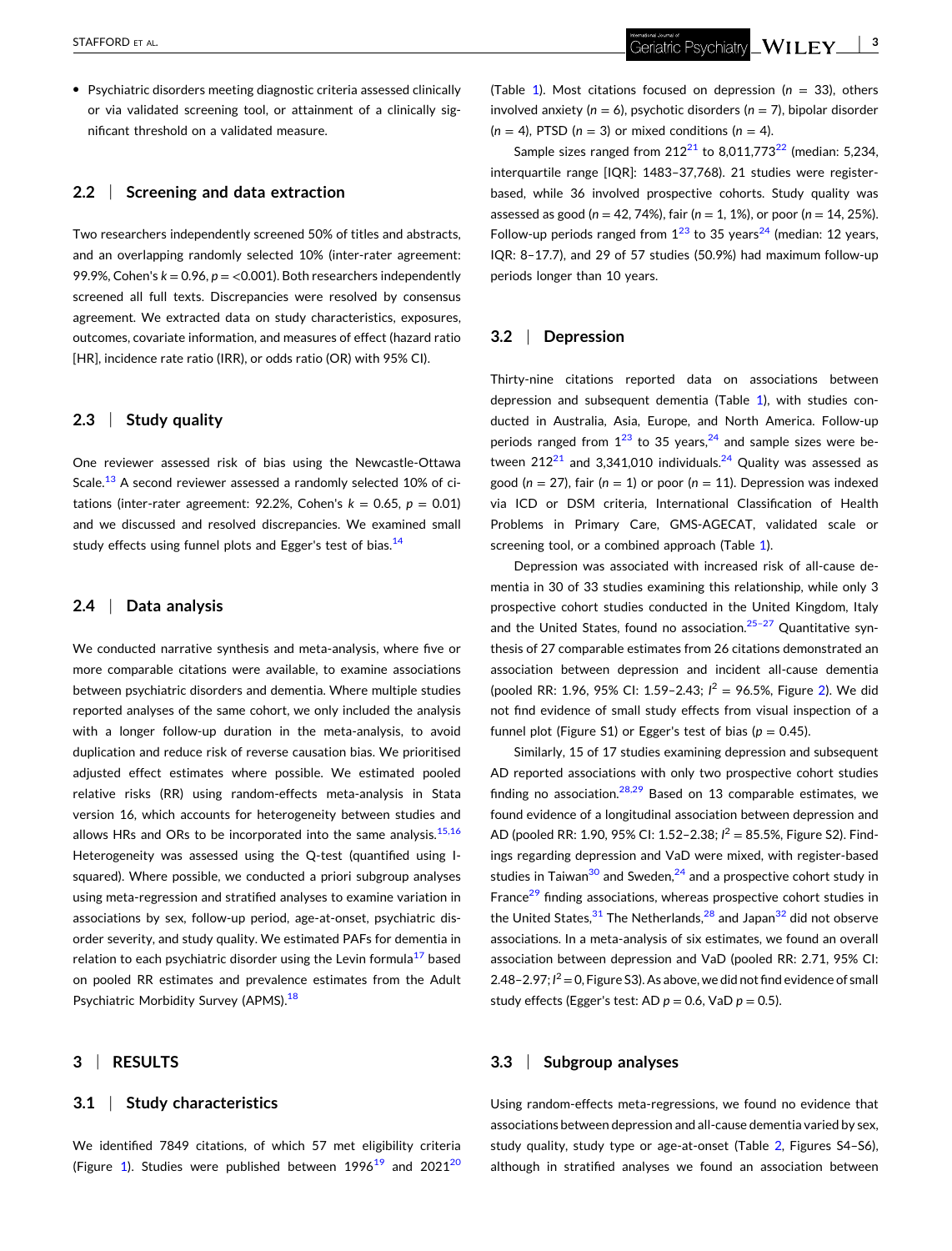- Psychiatric disorders meeting diagnostic criteria assessed clinically or via validated screening tool, or attainment of a clinically significant threshold on a validated measure.

### 2.2 | Screening and data extraction

Two researchers independently screened 50% of titles and abstracts, and an overlapping randomly selected 10% (inter-rater agreement: 99.9%, Cohen's $k = 0.96$, $p = <0.001$). Both researchers independently screened all full texts. Discrepancies were resolved by consensus agreement. We extracted data on study characteristics, exposures, outcomes, covariate information, and measures of effect (hazard ratio [HR], incidence rate ratio (IRR), or odds ratio (OR) with 95% CI).

### 2.3 | Study quality

One reviewer assessed risk of bias using the Newcastle-Ottawa Scale.[13] A second reviewer assessed a randomly selected 10% of citations (inter-rater agreement: 92.2%, Cohen's $k = 0.65$, $p = 0.01$) and we discussed and resolved discrepancies. We examined small study effects using funnel plots and Egger's test of bias.[14]

### 2.4 | Data analysis

We conducted narrative synthesis and meta-analysis, where five or more comparable citations were available, to examine associations between psychiatric disorders and dementia. Where multiple studies reported analyses of the same cohort, we only included the analysis with a longer follow-up duration in the meta-analysis, to avoid duplication and reduce risk of reverse causation bias. We prioritised adjusted effect estimates where possible. We estimated pooled relative risks (RR) using random-effects meta-analysis in Stata version 16, which accounts for heterogeneity between studies and allows HRs and ORs to be incorporated into the same analysis.[15,16] Heterogeneity was assessed using the Q-test (quantified using I-squared). Where possible, we conducted a priori subgroup analyses using meta-regression and stratified analyses to examine variation in associations by sex, follow-up period, age-at-onset, psychiatric disorder severity, and study quality. We estimated PAFs for dementia in relation to each psychiatric disorder using the Levin formula[17] based on pooled RR estimates and prevalence estimates from the Adult Psychiatric Morbidity Survey (APMS).[18]

## 3 | RESULTS

### 3.1 | Study characteristics

We identified 7849 citations, of which 57 met eligibility criteria (Figure 1). Studies were published between 1996[19] and 2021[20] (Table 1). Most citations focused on depression ($n$ = 33), others involved anxiety ($n$ = 6), psychotic disorders ($n$ = 7), bipolar disorder ($n$ = 4), PTSD ($n$ = 3) or mixed conditions ($n$ = 4).

Sample sizes ranged from 212[21] to 8,011,773[22] (median: 5,234, interquartile range [IQR]: 1483–37,768). 21 studies were register-based, while 36 involved prospective cohorts. Study quality was assessed as good ($n$ = 42, 74%), fair ($n$ = 1, 1%), or poor ($n$ = 14, 25%). Follow-up periods ranged from 1[23] to 35 years[24] (median: 12 years, IQR: 8–17.7), and 29 of 57 studies (50.9%) had maximum follow-up periods longer than 10 years.

### 3.2 | Depression

Thirty-nine citations reported data on associations between depression and subsequent dementia (Table 1), with studies conducted in Australia, Asia, Europe, and North America. Follow-up periods ranged from 1[23] to 35 years,[24] and sample sizes were between 212[21] and 3,341,010 individuals.[24] Quality was assessed as good ($n$ = 27), fair ($n$ = 1) or poor ($n$ = 11). Depression was indexed via ICD or DSM criteria, International Classification of Health Problems in Primary Care, GMS-AGECAT, validated scale or screening tool, or a combined approach (Table 1).

Depression was associated with increased risk of all-cause dementia in 30 of 33 studies examining this relationship, while only 3 prospective cohort studies conducted in the United Kingdom, Italy and the United States, found no association.[25–27] Quantitative synthesis of 27 comparable estimates from 26 citations demonstrated an association between depression and incident all-cause dementia (pooled RR: 1.96, 95% CI: 1.59–2.43; $I^2$ = 96.5%, Figure 2). We did not find evidence of small study effects from visual inspection of a funnel plot (Figure S1) or Egger's test of bias ($p$ = 0.45).

Similarly, 15 of 17 studies examining depression and subsequent AD reported associations with only two prospective cohort studies finding no association.[28,29] Based on 13 comparable estimates, we found evidence of a longitudinal association between depression and AD (pooled RR: 1.90, 95% CI: 1.52–2.38; $I^2$ = 85.5%, Figure S2). Findings regarding depression and VaD were mixed, with register-based studies in Taiwan[30] and Sweden,[24] and a prospective cohort study in France[29] finding associations, whereas prospective cohort studies in the United States,[31] The Netherlands,[28] and Japan[32] did not observe associations. In a meta-analysis of six estimates, we found an overall association between depression and VaD (pooled RR: 2.71, 95% CI: 2.48–2.97; $I^2$ = 0, Figure S3). As above, we did not find evidence of small study effects (Egger's test: AD $p$ = 0.6, VaD $p$ = 0.5).

### 3.3 | Subgroup analyses

Using random-effects meta-regressions, we found no evidence that associations between depression and all-cause dementia varied by sex, study quality, study type or age-at-onset (Table 2, Figures S4–S6), although in stratified analyses we found an association between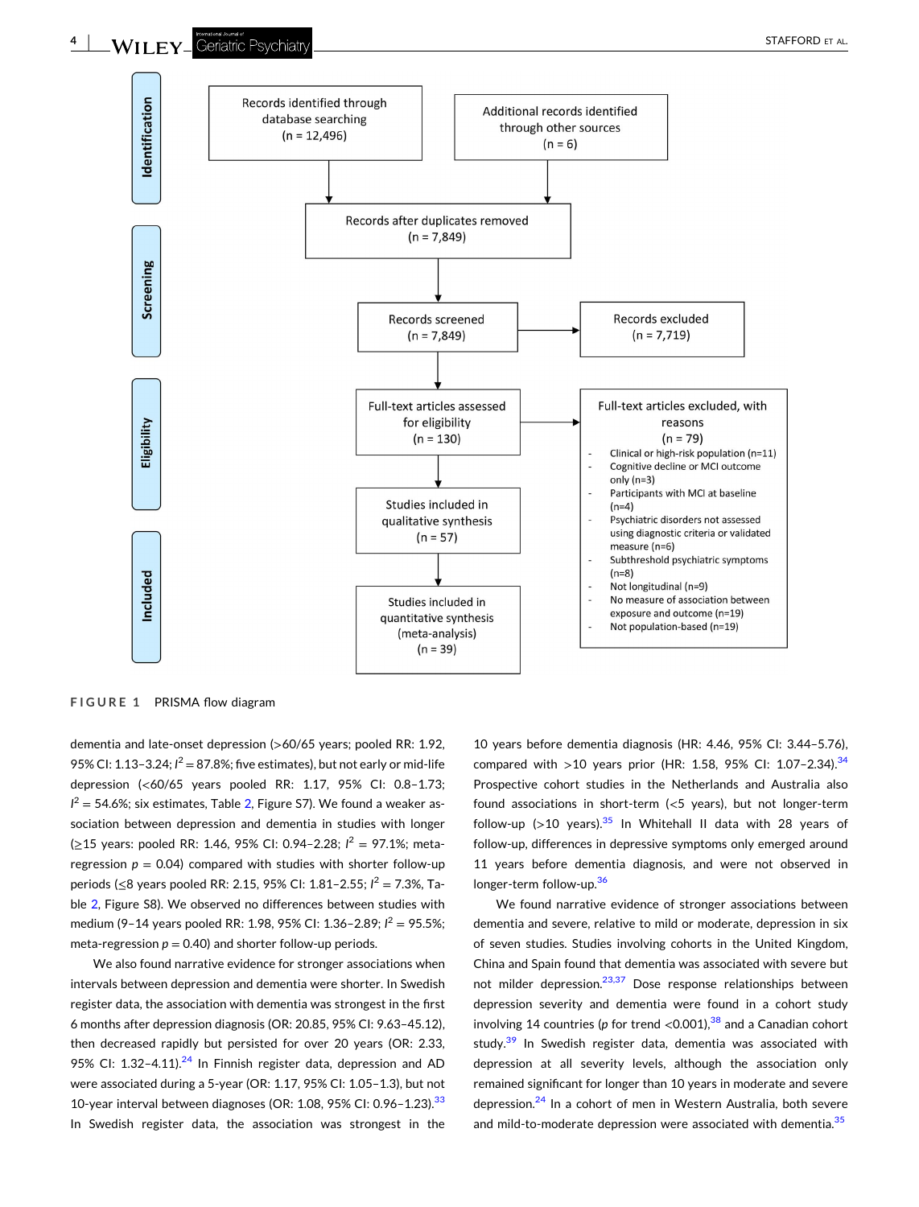Identification

Records identified through database searching (n = 12,496)

Additional records identified through other sources (n = 6)

Records after duplicates removed (n = 7,849)

Screening

Records screened (n = 7,849)

Records excluded (n = 7,719)

Eligibility

Full-text articles assessed for eligibility (n = 130)

Full-text articles excluded, with reasons (n = 79)

- Clinical or high-risk population (n=11)
- Cognitive decline or MCI outcome only (n=3)
- Participants with MCI at baseline (n=4)
- Psychiatric disorders not assessed using diagnostic criteria or validated measure (n=6)
- Subthreshold psychiatric symptoms (n=8)
- Not longitudinal (n=9)
- No measure of association between exposure and outcome (n=19)
- Not population-based (n=19)

Included

Studies included in qualitative synthesis (n = 57)

Studies included in quantitative synthesis (meta-analysis) (n = 39)

FIGURE 1 PRISMA flow diagram

dementia and late-onset depression (>60/65 years; pooled RR: 1.92, 95% CI: 1.13–3.24; $I^2 = 87.8\%$; five estimates), but not early or mid-life depression (<60/65 years pooled RR: 1.17, 95% CI: 0.8–1.73; $I^2 = 54.6\%$; six estimates, Table 2, Figure S7). We found a weaker association between depression and dementia in studies with longer (≥15 years: pooled RR: 1.46, 95% CI: 0.94–2.28; $I^2 = 97.1\%$; meta-regression $p = 0.04$) compared with studies with shorter follow-up periods (≤8 years pooled RR: 2.15, 95% CI: 1.81–2.55; $I^2 = 7.3\%$, Table 2, Figure S8). We observed no differences between studies with medium (9–14 years pooled RR: 1.98, 95% CI: 1.36–2.89; $I^2 = 95.5\%$; meta-regression $p = 0.40$) and shorter follow-up periods.

We also found narrative evidence for stronger associations when intervals between depression and dementia were shorter. In Swedish register data, the association with dementia was strongest in the first 6 months after depression diagnosis (OR: 20.85, 95% CI: 9.63–45.12), then decreased rapidly but persisted for over 20 years (OR: 2.33, 95% CI: 1.32–4.11).[24] In Finnish register data, depression and AD were associated during a 5-year (OR: 1.17, 95% CI: 1.05–1.3), but not 10-year interval between diagnoses (OR: 1.08, 95% CI: 0.96–1.23).[33] In Swedish register data, the association was strongest in the 10 years before dementia diagnosis (HR: 4.46, 95% CI: 3.44–5.76), compared with >10 years prior (HR: 1.58, 95% CI: 1.07–2.34).[34] Prospective cohort studies in the Netherlands and Australia also found associations in short-term (<5 years), but not longer-term follow-up (>10 years).[35] In Whitehall II data with 28 years of follow-up, differences in depressive symptoms only emerged around 11 years before dementia diagnosis, and were not observed in longer-term follow-up.[36]

We found narrative evidence of stronger associations between dementia and severe, relative to mild or moderate, depression in six of seven studies. Studies involving cohorts in the United Kingdom, China and Spain found that dementia was associated with severe but not milder depression.[23,37] Dose response relationships between depression severity and dementia were found in a cohort study involving 14 countries ($p$ for trend <0.001),[38] and a Canadian cohort study.[39] In Swedish register data, dementia was associated with depression at all severity levels, although the association only remained significant for longer than 10 years in moderate and severe depression.[24] In a cohort of men in Western Australia, both severe and mild-to-moderate depression were associated with dementia.[35]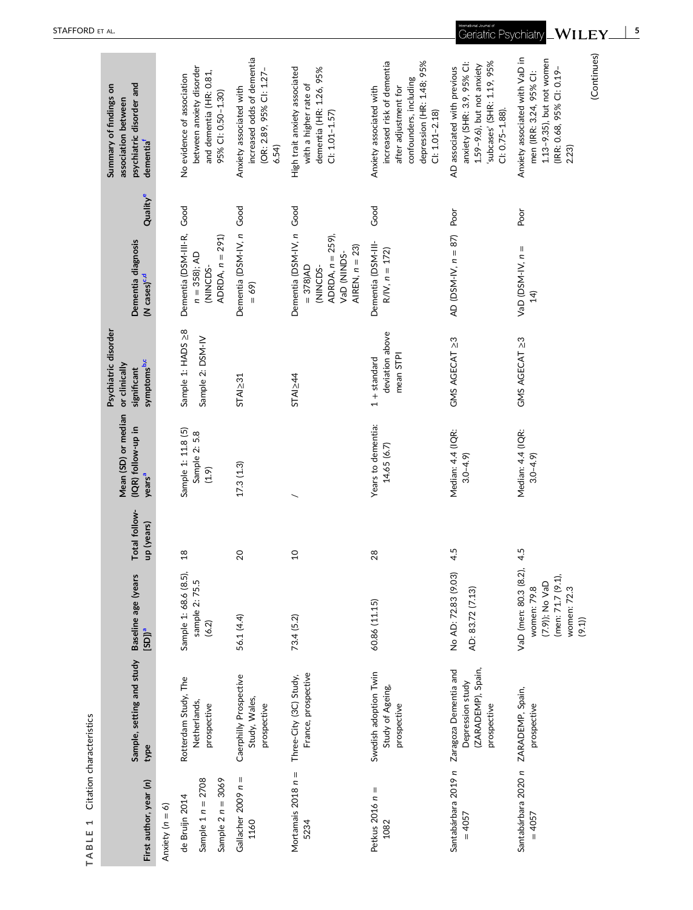**TABLE 1** Citation characteristics

| First author, year (n) | Sample, setting and study type | Baseline age (years [SD])[a] | Total follow-up (years) | Mean (SD) or median (IQR) follow-up in years[a] | Psychiatric disorder or clinically significant symptoms[b,c] | Dementia diagnosis (N cases)[c,d] | Quality[e] | Summary of findings on association between psychiatric disorder and dementia[f] |
|---|---|---|---|---|---|---|---|---|
| Anxiety (n = 6) | | | | | | | | |
| de Bruijn 2014 | Rotterdam Study, The Netherlands, prospective | Sample 1: 68.6 (8.5), sample 2: 75.5 (6.2) | 18 | Sample 1: 11.8 (5) Sample 2: 5.8 (1.9) | Sample 1: HADS ≥8 | Dementia (DSM-III-R, n = 358); AD (NINCDS-ADRDA, n = 291) | Good | No evidence of association between anxiety disorder and dementia (HR: 0.81, 95% CI: 0.50–1.30) |
| Sample 1 n = 2708 | | | | | Sample 2: DSM-IV | | | |
| Sample 2 n = 3069 | | | | | | | | |
| Gallacher 2009 n = 1160 | Caerphilly Prospective Study, Wales, prospective | 56.1 (4.4) | 20 | 17.3 (1.3) | STAI≥31 | Dementia (DSM-IV, n = 69) | Good | Anxiety associated with increased odds of dementia (OR: 2.89, 95% CI: 1.27–6.54) |
| Mortamais 2018 n = 5234 | Three-City (3C) Study, France, prospective | 73.4 (5.2) | 10 | / | STAI≥44 | Dementia (DSM-IV, n = 378)AD (NINCDS-ADRDA, n = 259), VaD (NINDS-AIREN, n = 23) | Good | High trait anxiety associated with a higher rate of dementia (HR: 1.26, 95% CI: 1.01–1.57) |
| Petkus 2016 n = 1082 | Swedish adoption Twin Study of Ageing, prospective | 60.86 (11.15) | 28 | Years to dementia: 14.65 (6.7) | 1 + standard deviation above mean STPI | Dementia (DSM-III-R/IV, n = 172) | Good | Anxiety associated with increased risk of dementia after adjustment for confounders, including depression (HR: 1.48; 95% CI: 1.01–2.18) |
| Santabárbara 2019 n = 4057 | Zaragoza Dementia and Depression study (ZARADEMP), Spain, prospective | No AD: 72.83 (9.03) AD: 83.72 (7.13) | 4.5 | Median: 4.4 (IQR: 3.0–4.9) | GMS AGECAT ≥3 | AD (DSM-IV, n = 87) | Poor | AD associated with previous anxiety (SHR: 3.9, 95% CI: 1.59–9.6), but not anxiety 'subcases' (SHR: 1.19, 95% CI: 0.75–1.88). |
| Santabárbara 2020 n = 4057 | ZARADEMP, Spain, prospective | VaD (men: 80.3 (8.2), women: 79.8 (7.9)); No VaD (men: 71.7 (9.1), women: 72.3 (9.1)) | 4.5 | Median: 4.4 (IQR: 3.0–4.9) | GMS AGECAT ≥3 | VaD (DSM-IV, n = 14) | Poor | Anxiety associated with VaD in men (IRR: 3.24, 95% CI: 1.13–9.35), but not women (IRR: 0.68, 95% CI: 0.19–2.23) |

(Continues)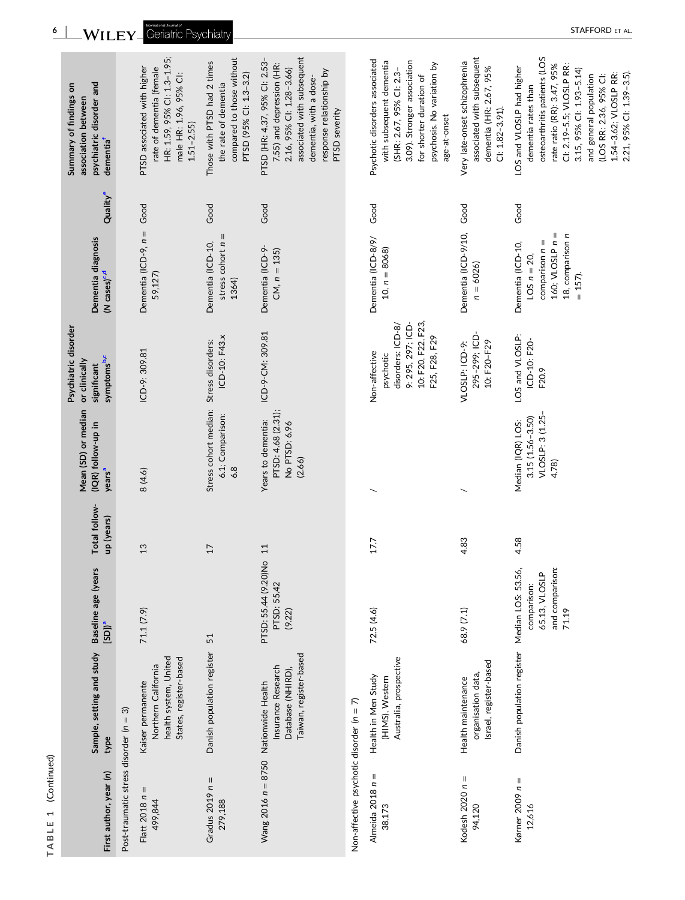TABLE 1 (Continued)

| First author, year (n) | Sample, setting and study type | Baseline age (years [SD])[a] | Total follow-up (years) | Mean (SD) or median (IQR) follow-up in years[a] | Psychiatric disorder or clinically significant symptoms[b,c] | Dementia diagnosis (N cases)[c,d] | Quality[e] | Summary of findings on association between psychiatric disorder and dementia[f] |
|---|---|---|---|---|---|---|---|---|
| Post-traumatic stress disorder (n = 3) | | | | | | | | |
| Flatt 2018 n = 499,844 | Kaiser permanente Northern California health system, United States, register-based | 71.1 (7.9) | 13 | 8 (4.6) | ICD-9: 309.81 | Dementia (ICD-9, n = 59,127) | Good | PTSD associated with higher rate of dementia (female HR: 1.59, 95% CI: 1.3–1.95; male HR: 1.96, 95% CI: 1.51–2.55) |
| Gradus 2019 n = 279,188 | Danish population register | 51 | 17 | Stress cohort median: 6.1; Comparison: 6.8 | Stress disorders: ICD-10: F43.x | Dementia (ICD-10, stress cohort n = 1364) | Good | Those with PTSD had 2 times the rate of dementia compared to those without PTSD (95% CI: 1.3–3.2) |
| Wang 2016 n = 8750 | Nationwide Health Insurance Research Database (NHIRD), Taiwan, register-based | PTSD: 55.44 (9.20)No PTSD: 55.42 (9.22) | 11 | Years to dementia: PTSD: 4.68 (2.31); No PTSD: 6.96 (2.66) | ICD-9-CM: 309.81 | Dementia (ICD-9-CM, n = 135) | Good | PTSD (HR: 4.37, 95% CI: 2.53–7.55) and depression (HR: 2.16, 95% CI: 1.28–3.66) associated with subsequent dementia, with a dose-response relationship by PTSD severity |
| Non-affective psychotic disorder (n = 7) | | | | | | | | |
| Almeida 2018 n = 38,173 | Health in Men Study (HIMS), Western Australia, prospective | 72.5 (4.6) | 17.7 | / | Non-affective psychotic disorders: ICD-8/9: 295, 297; ICD-10: F20, F22, F23, F25, F28, F29 | Dementia (ICD-8/9/10, n = 8068) | Good | Psychotic disorders associated with subsequent dementia (SHR: 2.67, 95% CI: 2.3–3.09). Stronger association for shorter duration of psychosis. No variation by age-at-onset |
| Kodesh 2020 n = 94,120 | Health maintenance organisation data, Israel, register-based | 68.9 (7.1) | 4.83 | / | VLOSLP: ICD-9: 295–299; ICD-10: F20–F29 | Dementia (ICD-9/10, n = 6026) | Good | Very late-onset schizophrenia associated with subsequent dementia (HR: 2.67, 95% CI: 1.82–3.91). |
| Kørner 2009 n = 12,616 | Danish population register | Median LOS: 53.56, comparison: 65.13, VLOSLP and comparison: 71.19 | 4.58 | Median (IQR) LOS: 3.15 (1.56–3.50) VLOSLP: 3 (1.25–4.78) | LOS and VLOSLP: ICD-10: F20-F20.9 | Dementia (ICD-10, LOS n = 20, comparison n = 160; VLOSLP n = 18, comparison n = 157). | Good | LOS and VLOSLP had higher dementia rates than osteoarthritis patients (LOS rate ratio (RR): 3.47, 95% CI: 2.19–5.5; VLOSLP RR: 3.15, 95% CI: 1.93–5.14) and general population (LOS RR: 2.36, 95% CI: 1.54–3.62; VLOSLP RR: 2.21, 95% CI: 1.39–3.5). |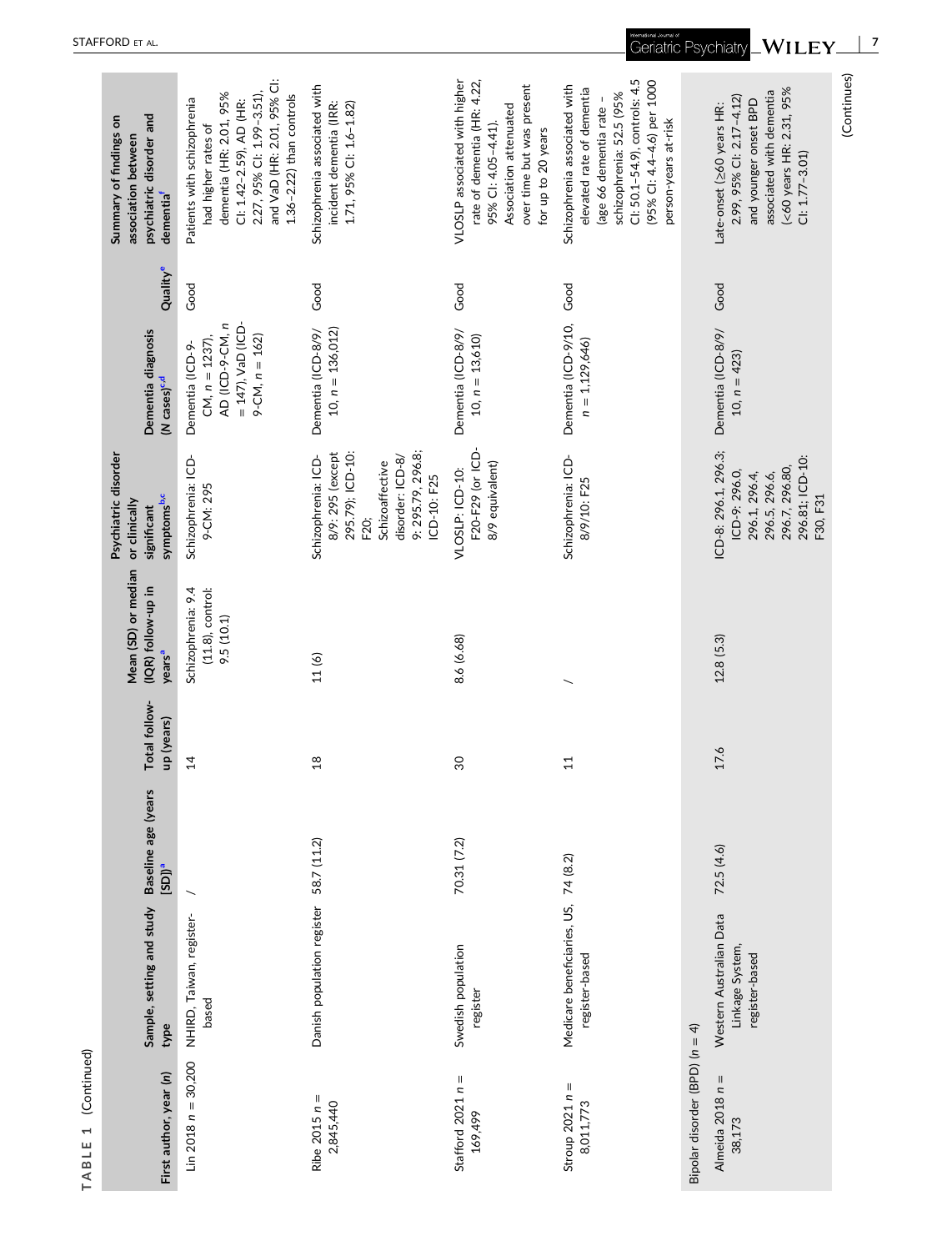**TABLE 1** (Continued)

| First author, year (n) | Sample, setting and study type | Baseline age (years [SD])[a] | Total follow-up (years) | Mean (SD) or median (IQR) follow-up in years[a] | Psychiatric disorder or clinically significant symptoms[b,c] | Dementia diagnosis (N cases)[c,d] | Quality[e] | Summary of findings on association between psychiatric disorder and dementia[f] |
|---|---|---|---|---|---|---|---|---|
| Lin 2018 n = 30,200 | NHIRD, Taiwan, register-based | / | 14 | Schizophrenia: 9.4 (11.8), control: 9.5 (10.1) | Schizophrenia: ICD-9-CM: 295 | Dementia (ICD-9-CM, n = 1237), AD (ICD-9-CM, n = 147), VaD (ICD-9-CM, n = 162) | Good | Patients with schizophrenia had higher rates of dementia (HR: 2.01, 95% CI: 1.42–2.59), AD (HR: 2.27, 95% CI: 1.99–3.51), and VaD (HR: 2.01, 95% CI: 1.36–2.22) than controls |
| Ribe 2015 n = 2,845,440 | Danish population register | 58.7 (11.2) | 18 | 11 (6) | Schizophrenia: ICD-8/9: 295 (except 295.79); ICD-10: F20; Schizoaffective disorder: ICD-8/9: 295.79, 296.8; ICD-10: F25 | Dementia (ICD-8/9/10, n = 136,012) | Good | Schizophrenia associated with incident dementia (IRR: 1.71, 95% CI: 1.6–1.82) |
| Stafford 2021 n = 169,499 | Swedish population register | 70.31 (7.2) | 30 | 8.6 (6.68) | VLOSLP: ICD-10: F20-F29 (or ICD-8/9 equivalent) | Dementia (ICD-8/9/10, n = 13,610) | Good | VLOSLP associated with higher rate of dementia (HR: 4.22, 95% CI: 4.05–4.41). Association attenuated over time but was present for up to 20 years |
| Stroup 2021 n = 8,011,773 | Medicare beneficiaries, US, register-based | 74 (8.2) | 11 | / | Schizophrenia: ICD-8/9/10: F25 | Dementia (ICD-9/10, n = 1,129,646) | Good | Schizophrenia associated with elevated rate of dementia (age 66 dementia rate - schizophrenia: 52.5 (95% CI: 50.1–54.9), controls: 4.5 (95% CI: 4.4–4.6) per 1000 person-years at-risk |
| Bipolar disorder (BPD) (n = 4) | | | | | | | | |
| Almeida 2018 n = 38,173 | Western Australian Data Linkage System, register-based | 72.5 (4.6) | 17.6 | 12.8 (5.3) | ICD-8: 296.1, 296.3; ICD-9: 296.0, 296.1, 296.4, 296.5, 296.6, 296.7, 296.80, 296.81; ICD-10: F30, F31 | Dementia (ICD-8/9/10, n = 423) | Good | Late-onset (≥60 years HR: 2.99, 95% CI: 2.17–4.12) and younger onset BPD associated with dementia (<60 years HR: 2.31, 95% CI: 1.77–3.01) |

(Continues)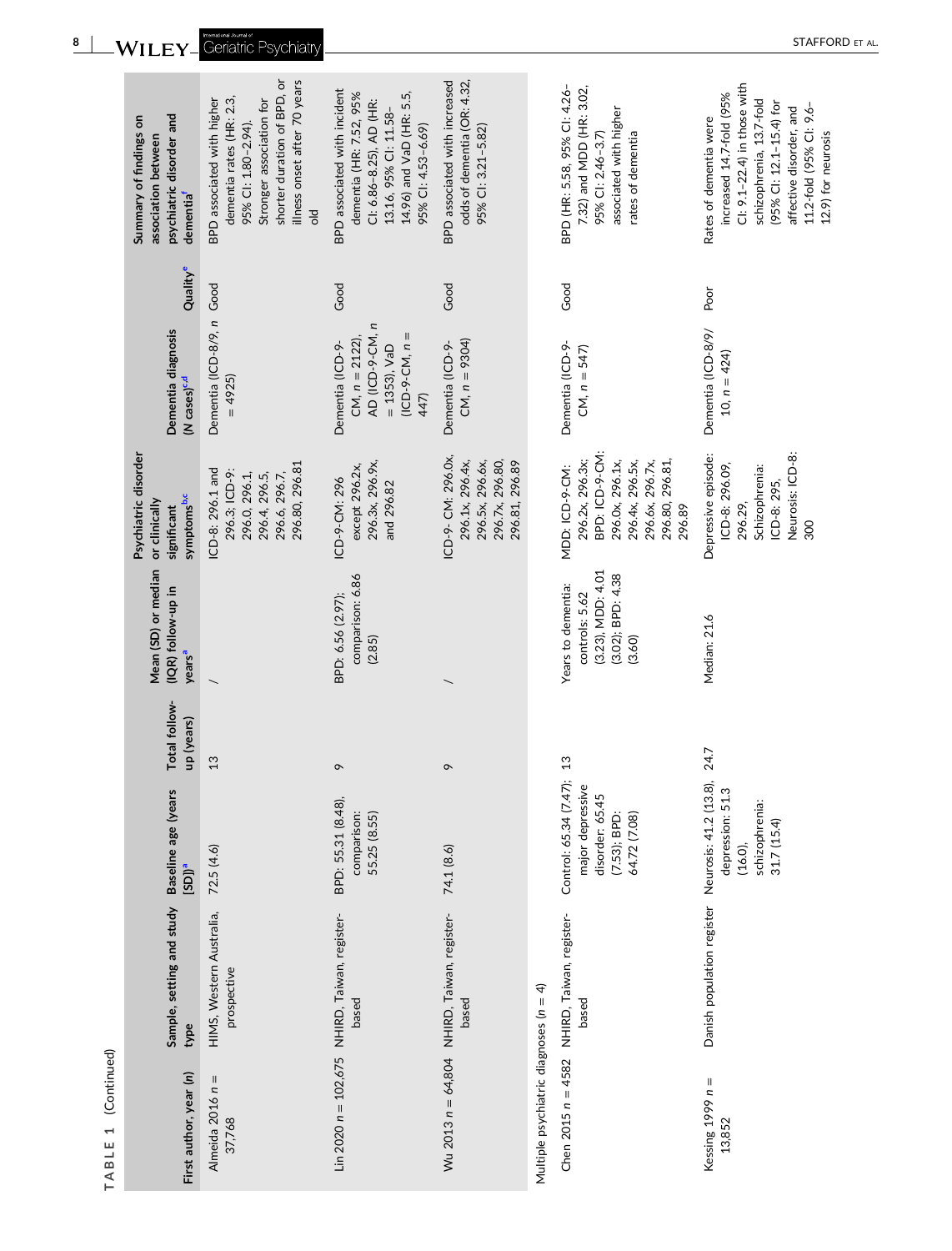**TABLE 1** (Continued)

| First author, year (n) | Sample, setting and study type | Baseline age (years [SD])[a] | Total follow-up (years) | Mean (SD) or median (IQR) follow-up in years[a] | Psychiatric disorder or clinically significant symptoms[b,c] | Dementia diagnosis (N cases)[c,d] | Quality[e] | Summary of findings on association between psychiatric disorder and dementia[f] |
|---|---|---|---|---|---|---|---|---|
| Almeida 2016 n = 37,768 | HIMS, Western Australia, prospective | 72.5 (4.6) | 13 | / | ICD-8: 296.1 and 296.3; ICD-9: 296.0, 296.1, 296.4, 296.5, 296.6, 296.7, 296.80, 296.81 | Dementia (ICD-8/9, n = 4925) | Good | BPD associated with higher dementia rates (HR: 2.3, 95% CI: 1.80–2.94). Stronger association for shorter duration of BPD, or illness onset after 70 years old |
| Lin 2020 n = 102,675 | NHIRD, Taiwan, register-based | BPD: 55.31 (8.48), comparison: 55.25 (8.55) | 9 | BPD: 6.56 (2.97); comparison: 6.86 (2.85) | ICD-9-CM: 296 except 296.2x, 296.3x, 296.9x, and 296.82 | Dementia (ICD-9-CM, n = 2122), AD (ICD-9-CM, n = 1353), VaD (ICD-9-CM, n = 447) | Good | BPD associated with incident dementia (HR: 7.52, 95% CI: 6.86–8.25), AD (HR: 13.16, 95% CI: 11.58–14.96) and VaD (HR: 5.5, 95% CI: 4.53–6.69) |
| Wu 2013 n = 64,804 | NHIRD, Taiwan, register-based | 74.1 (8.6) | 9 | / | ICD-9- CM: 296.0x, 296.1x, 296.4x, 296.5x, 296.6x, 296.7x, 296.80, 296.81, 296.89 | Dementia (ICD-9-CM, n = 9304) | Good | BPD associated with increased odds of dementia (OR: 4.32, 95% CI: 3.21–5.82) |
| Multiple psychiatric diagnoses (n = 4) | | | | | | | | |
| Chen 2015 n = 4582 | NHIRD, Taiwan, register-based | Control: 65.34 (7.47); major depressive disorder: 65.45 (7.53); BPD: 64.72 (7.08) | 13 | Years to dementia: controls: 5.62 (3.23), MDD: 4.01 (3.02); BPD: 4.38 (3.60) | MDD: ICD-9-CM: 296.2x, 296.3x; BPD: ICD-9-CM: 296.0x, 296.1x, 296.4x, 296.5x, 296.6x, 296.7x, 296.80, 296.81, 296.89 | Dementia (ICD-9-CM, n = 547) | Good | BPD (HR: 5.58, 95% CI: 4.26–7.32) and MDD (HR: 3.02, 95% CI: 2.46–3.7) associated with higher rates of dementia |
| Kessing 1999 n = 13,852 | Danish population register | Neurosis: 41.2 (13.8), depression: 51.3 (16.0), schizophrenia: 31.7 (15.4) | 24.7 | Median: 21.6 | Depressive episode: ICD-8: 296.09, 296.29, Schizophrenia: ICD-8: 295, Neurosis: ICD-8: 300 | Dementia (ICD-8/9/10, n = 424) | Poor | Rates of dementia were increased 14.7-fold (95% CI: 9.1–22.4) in those with schizophrenia, 13.7-fold (95% CI: 12.1–15.4) for affective disorder, and 11.2-fold (95% CI: 9.6–12.9) for neurosis |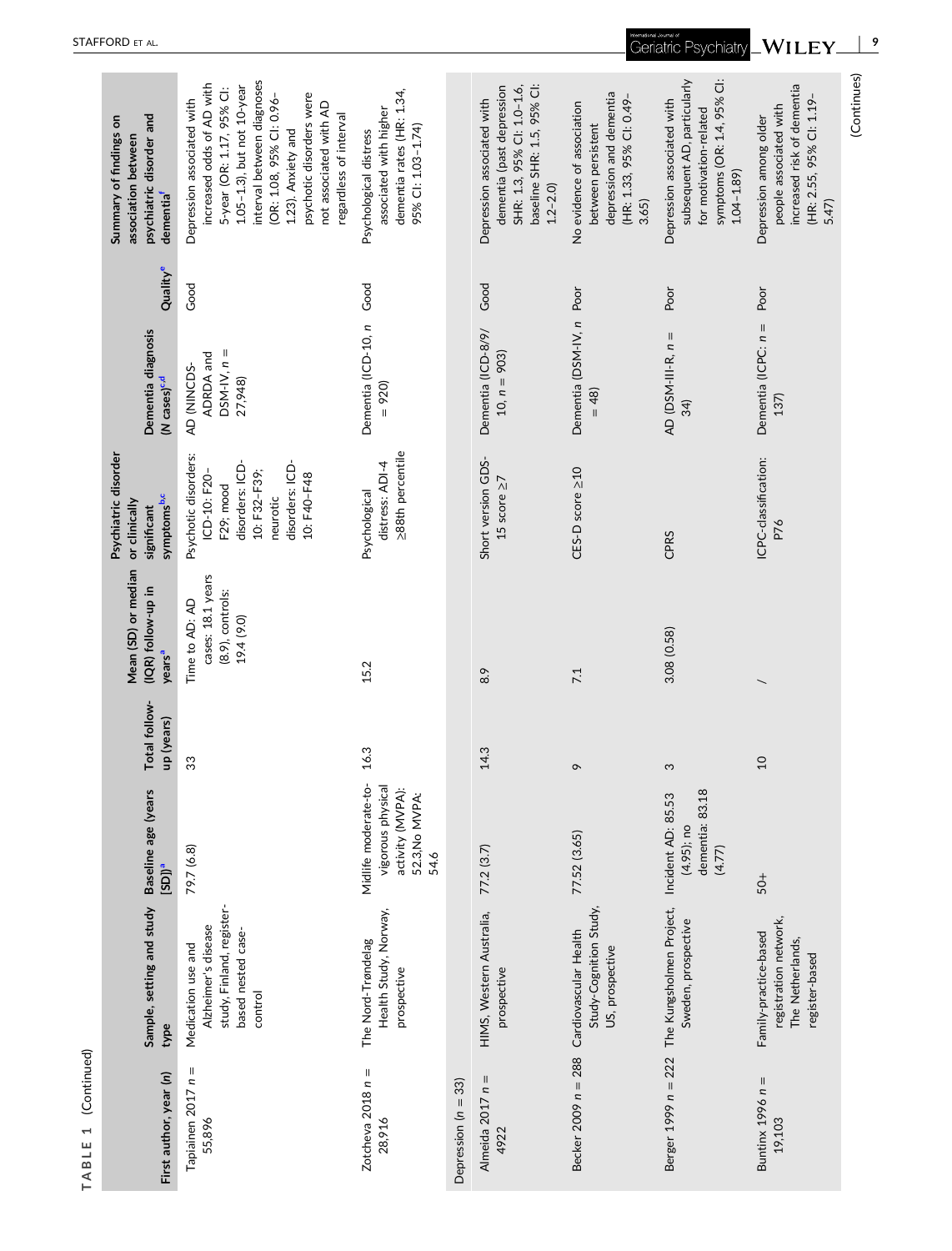TABLE 1 (Continued)

| First author, year (n) | Sample, setting and study type | Baseline age (years [SD])[a] | Total follow-up (years) | Mean (SD) or median (IQR) follow-up in years[a] | Psychiatric disorder or clinically significant symptoms[b,c] | Dementia diagnosis (N cases)[c,d] | Quality[e] | Summary of findings on association between psychiatric disorder and dementia[f] |
|---|---|---|---|---|---|---|---|---|
| Tapiainen 2017 n = 55,896 | Medication use and Alzheimer's disease study, Finland, register-based nested case-control | 79.7 (6.8) | 33 | Time to AD: AD cases: 18.1 years (8.9), controls: 19.4 (9.0) | Psychotic disorders: ICD-10: F20–F29; mood disorders: ICD-10: F32–F39; neurotic disorders: ICD-10: F40–F48 | AD (NINCDS-ADRDA and DSM-IV, n = 27,948) | Good | Depression associated with increased odds of AD with 5-year (OR: 1.17, 95% CI: 1.05–1.3), but not 10-year interval between diagnoses (OR: 1.08, 95% CI: 0.96–1.23). Anxiety and psychotic disorders were not associated with AD regardless of interval |
| Zotcheva 2018 n = 28,916 | The Nord-Trøndelag Health Study, Norway, prospective | Midlife moderate-to-vigorous physical activity (MVPA): 52.3,No MVPA: 54.6 | 16.3 | 15.2 | Psychological distress: ADI-4 ≥88th percentile | Dementia (ICD-10, n = 920) | Good | Psychological distress associated with higher dementia rates (HR: 1.34, 95% CI: 1.03–1.74) |
| **Depression (n = 33)** | | | | | | | | |
| Almeida 2017 n = 4922 | HIMS, Western Australia, prospective | 77.2 (3.7) | 14.3 | 8.9 | Short version GDS-15 score ≥7 | Dementia (ICD-8/9/10, n = 903) | Good | Depression associated with dementia (past depression SHR: 1.3, 95% CI: 1.0–1.6, baseline SHR: 1.5, 95% CI: 1.2–2.0) |
| Becker 2009 n = 288 | Cardiovascular Health Study-Cognition Study, US, prospective | 77.52 (3.65) | 9 | 7.1 | CES-D score ≥10 | Dementia (DSM-IV, n = 48) | Poor | No evidence of association between persistent depression and dementia (HR: 1.33, 95% CI: 0.49–3.65) |
| Berger 1999 n = 222 | The Kungsholmen Project, Sweden, prospective | Incident AD: 85.53 (4.95); no dementia: 83.18 (4.77) | 3 | 3.08 (0.58) | CPRS | AD (DSM-III-R, n = 34) | Poor | Depression associated with subsequent AD, particularly for motivation-related symptoms (OR: 1.4, 95% CI: 1.04–1.89) |
| Buntinx 1996 n = 19,103 | Family-practice-based registration network, The Netherlands, register-based | 50+ | 10 | / | ICPC-classification: P76 | Dementia (ICPC: n = 137) | Poor | Depression among older people associated with increased risk of dementia (HR: 2.55, 95% CI: 1.19–5.47) |

(Continues)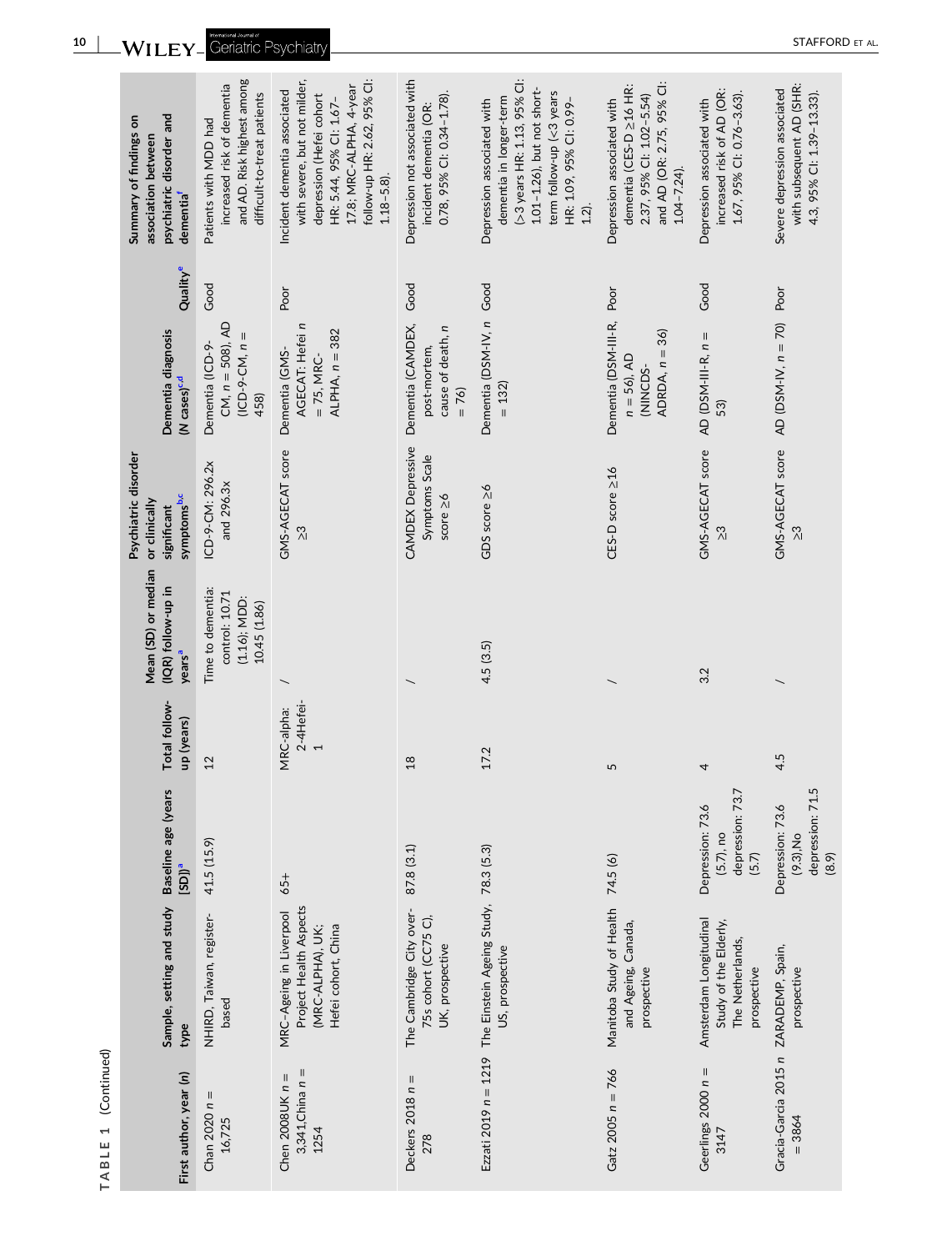TABLE 1 (Continued)

| First author, year (n) | Sample, setting and study type | Baseline age (years [SD])[a] | Total follow-up (years) | Mean (SD) or median (IQR) follow-up in years[a] | Psychiatric disorder or clinically significant symptoms[b,c] | Dementia diagnosis (N cases)[c,d] | Quality[e] | Summary of findings on association between psychiatric disorder and dementia[f] |
|---|---|---|---|---|---|---|---|---|
| Chan 2020 n = 16,725 | NHIRD, Taiwan, register-based | 41.5 (15.9) | 12 | Time to dementia: control: 10.71 (1.16); MDD: 10.45 (1.86) | ICD-9-CM: 296.2x and 296.3x | Dementia (ICD-9-CM, n = 508), AD (ICD-9-CM, n = 458) | Good | Patients with MDD had increased risk of dementia and AD. Risk highest among difficult-to-treat patients |
| Chen 2008UK n = 3,341,China n = 1254 | MRC-Ageing in Liverpool Project Health Aspects (MRC-ALPHA), UK; Hefei cohort, China | 65+ | MRC-alpha: 2-4Hefei-1 | / | GMS-AGECAT score ≥3 | Dementia (GMS-AGECAT: Hefei n = 75, MRC-ALPHA, n = 382 | Poor | Incident dementia associated with severe, but not milder, depression (Hefei cohort HR: 5.44, 95% CI: 1.67–17.8; MRC-ALPHA, 4-year follow-up HR: 2.62, 95% CI: 1.18–5.8). |
| Deckers 2018 n = 278 | The Cambridge City over-75s cohort (CC75 C), UK, prospective | 87.8 (3.1) | 18 | / | CAMDEX Depressive Symptoms Scale score ≥6 | Dementia (CAMDEX, post-mortem, cause of death, n = 76) | Good | Depression not associated with incident dementia (OR: 0.78, 95% CI: 0.34–1.78). |
| Ezzati 2019 n = 1219 | The Einstein Ageing Study, US, prospective | 78.3 (5.3) | 17.2 | 4.5 (3.5) | GDS score ≥6 | Dementia (DSM-IV, n = 132) | Good | Depression associated with dementia in longer-term (>3 years HR: 1.13, 95% CI: 1.01–1.26), but not short-term follow-up (<3 years HR: 1.09, 95% CI: 0.99–1.2). |
| Gatz 2005 n = 766 | Manitoba Study of Health and Ageing, Canada, prospective | 74.5 (6) | 5 | / | CES-D score ≥16 | Dementia (DSM-III-R, n = 56), AD (NINCDS-ADRDA, n = 36) | Poor | Depression associated with dementia (CES-D ≥16 HR: 2.37, 95% CI: 1.02–5.54) and AD (OR: 2.75, 95% CI: 1.04–7.24). |
| Geerlings 2000 n = 3147 | Amsterdam Longitudinal Study of the Elderly, The Netherlands, prospective | Depression: 73.6 (5.7), no depression: 73.7 (5.7) | 4 | 3.2 | GMS-AGECAT score ≥3 | AD (DSM-III-R, n = 53) | Good | Depression associated with increased risk of AD (OR: 1.67, 95% CI: 0.76–3.63). |
| Gracia-Garcia 2015 n = 3864 | ZARADEMP, Spain, prospective | Depression: 73.6 (9.3),No depression: 71.5 (8.9) | 4.5 | / | GMS-AGECAT score ≥3 | AD (DSM-IV, n = 70) | Poor | Severe depression associated with subsequent AD (SHR: 4.3, 95% CI: 1.39–13.33). |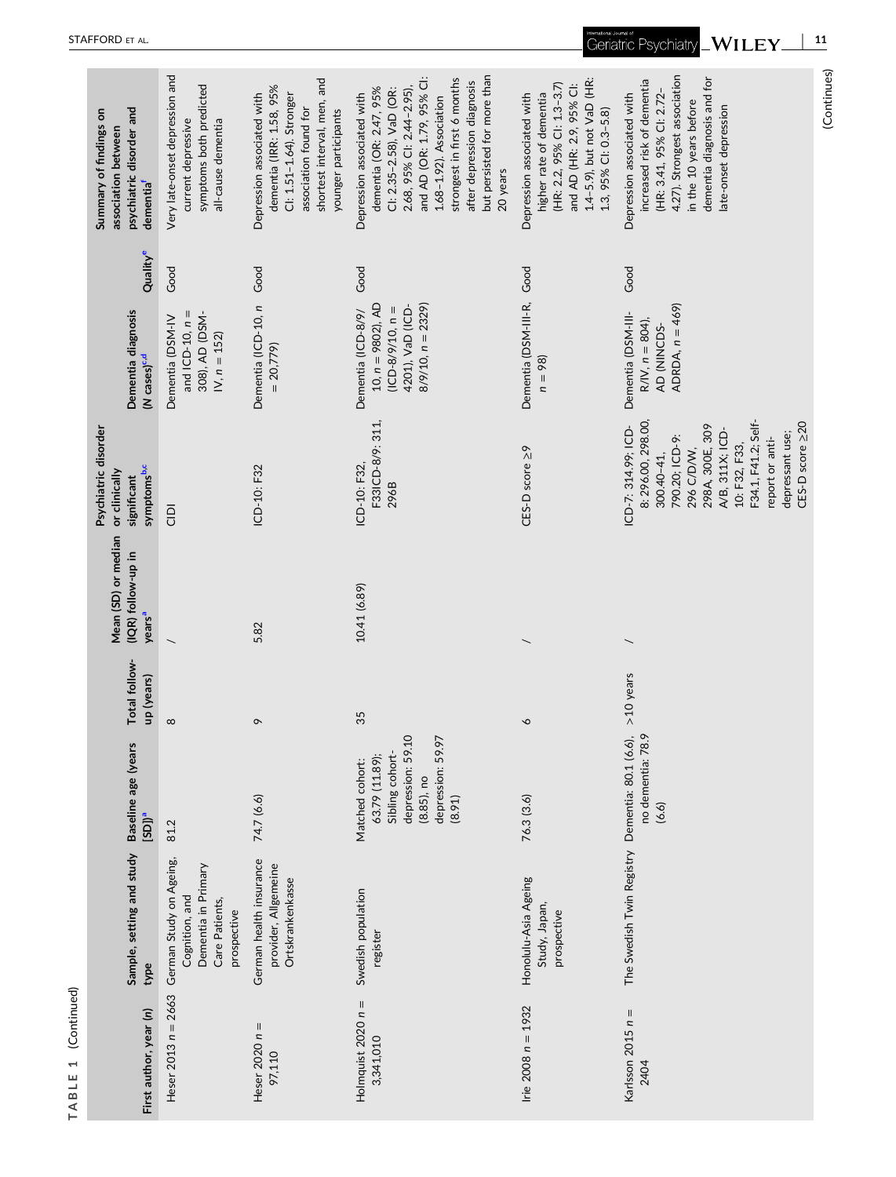**TABLE 1** (Continued)

| First author, year (n) | Sample, setting and study type | Baseline age (years [SD])[a] | Total follow-up (years) | Mean (SD) or median (IQR) follow-up in years[a] | Psychiatric disorder or clinically significant symptoms[b,c] | Dementia diagnosis (N cases)[c,d] | Quality[e] | Summary of findings on association between psychiatric disorder and dementia[f] |
|---|---|---|---|---|---|---|---|---|
| Heser 2013 n = 2663 | German Study on Ageing, Cognition, and Dementia in Primary Care Patients, prospective | 81.2 | 8 | / | CIDI | Dementia (DSM-IV and ICD-10, n = 308), AD (DSM-IV, n = 152) | Good | Very late-onset depression and current depressive symptoms both predicted all-cause dementia |
| Heser 2020 n = 97,110 | German health insurance provider, Allgemeine Ortskrankenkasse | 74.7 (6.6) | 9 | 5.82 | ICD-10: F32 | Dementia (ICD-10, n = 20,779) | Good | Depression associated with dementia (IRR: 1.58, 95% CI: 1.51–1.64). Stronger association found for shortest interval, men, and younger participants |
| Holmquist 2020 n = 3,341,010 | Swedish population register | Matched cohort: 63.79 (11.89); Sibling cohort-depression: 59.10 (8.85), no depression: 59.97 (8.91) | 35 | 10.41 (6.89) | ICD-10: F32, F33ICD-8/9: 311, 296B | Dementia (ICD-8/9/10, n = 9802), AD (ICD-8/9/10, n = 4201), VaD (ICD-8/9/10, n = 2329) | Good | Depression associated with dementia (OR: 2.47, 95% CI: 2.35–2.58), VaD (OR: 2.68, 95% CI: 2.44–2.95), and AD (OR: 1.79, 95% CI: 1.68–1.92). Association strongest in first 6 months after depression diagnosis but persisted for more than 20 years |
| Irie 2008 n = 1932 | Honolulu-Asia Ageing Study, Japan, prospective | 76.3 (3.6) | 6 | / | CES-D score ≥9 | Dementia (DSM-III-R, n = 98) | Good | Depression associated with higher rate of dementia (HR: 2.2, 95% CI: 1.3–3.7) and AD (HR: 2.9, 95% CI: 1.4–5.9), but not VaD (HR: 1.3, 95% CI: 0.3–5.8) |
| Karlsson 2015 n = 2404 | The Swedish Twin Registry | Dementia: 80.1 (6.6), no dementia: 78.9 (6.6) | >10 years | / | ICD-7: 314.99; ICD-8: 296.00, 298.00, 300.40–41, 790.20; ICD-9: 296 C/D/W, 298A, 300E, 309 A/B, 311X; ICD-10: F32, F33, F34.1, F41.2; Self-report or anti-depressant use; CES-D score ≥20 | Dementia (DSM-III-R/IV, n = 804), AD (NINCDS-ADRDA, n = 469) | Good | Depression associated with increased risk of dementia (HR: 3.41, 95% CI: 2.72–4.27). Strongest association in the 10 years before dementia diagnosis and for late-onset depression |

(Continues)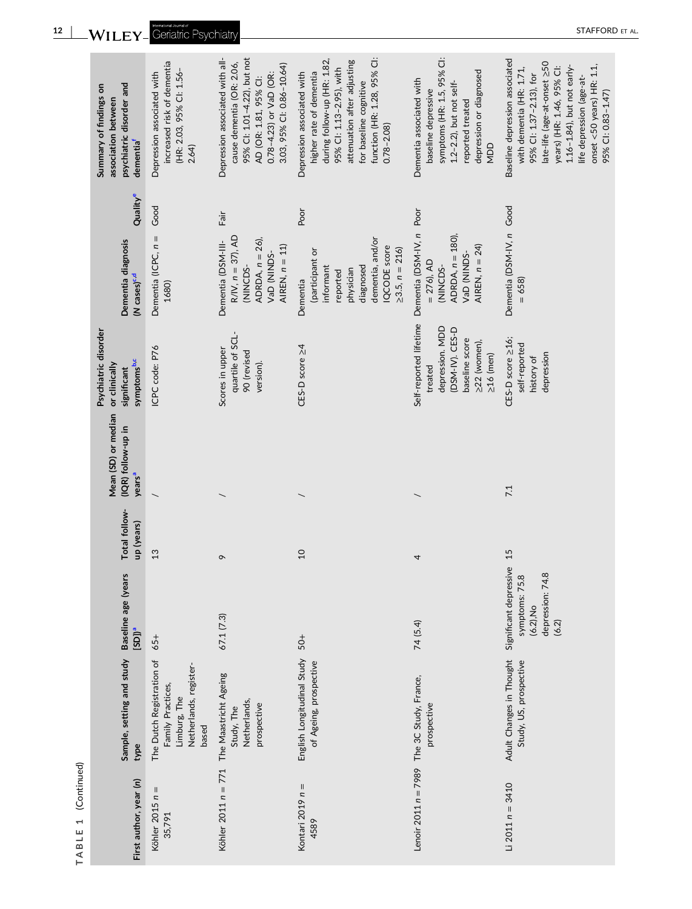TABLE 1 (Continued)

| First author, year (n) | Sample, setting and study type | Baseline age (years [SD])[a] | Total follow-up (years) | Mean (SD) or median (IQR) follow-up in years[a] | Psychiatric disorder or clinically significant symptoms[b,c] | Dementia diagnosis (N cases)[c,d] | Quality[e] | Summary of findings on association between psychiatric disorder and dementia[f] |
|---|---|---|---|---|---|---|---|---|
| Köhler 2015 $n$ = 35,791 | The Dutch Registration of Family Practices, Limburg, The Netherlands, register-based | 65+ | 13 | / | ICPC code: P76 | Dementia (ICPC, $n$ = 1680) | Good | Depression associated with increased risk of dementia (HR: 2.03, 95% CI: 1.56–2.64) |
| Köhler 2011 $n$ = 771 | The Maastricht Ageing Study, The Netherlands, prospective | 67.1 (7.3) | 9 | / | Scores in upper quartile of SCL-90 (revised version). | Dementia (DSM-III-R/IV, $n$ = 37), AD (NINCDS-ADRDA, $n$ = 26), VaD (NINDS-AIREN, $n$ = 11) | Fair | Depression associated with all-cause dementia (OR: 2.06, 95% CI: 1.01–4.22), but not AD (OR: 1.81, 95% CI: 0.78–4.23) or VaD (OR: 3.03, 95% CI: 0.86–10.64) |
| Kontari 2019 $n$ = 4589 | English Longitudinal Study of Ageing, prospective | 50+ | 10 | / | CES-D score ≥4 | Dementia (participant or informant reported physician diagnosed dementia, and/or IQCODE score ≥3.5, $n$ = 216) | Poor | Depression associated with higher rate of dementia during follow-up (HR: 1.82, 95% CI: 1.13–2.95), with attenuation after adjusting for baseline cognitive function (HR: 1.28, 95% CI: 0.78–2.08) |
| Lenoir 2011 $n$ = 7989 | The 3C Study, France, prospective | 74 (5.4) | 4 | / | Self-reported lifetime treated depression. MDD (DSM-IV). CES-D baseline score ≥22 (women), ≥16 (men) | Dementia (DSM-IV, $n$ = 276), AD (NINCDS-ADRDA, $n$ = 180), VaD (NINDS-AIREN, $n$ = 24) | Poor | Dementia associated with baseline depressive symptoms (HR: 1.5, 95% CI: 1.2–2.2), but not self-reported treated depression or diagnosed MDD |
| Li 2011 $n$ = 3410 | Adult Changes in Thought Study, US, prospective | Significant depressive symptoms: 75.8 (6.2), No depression: 74.8 (6.2) | 15 | 7.1 | CES-D score ≥16; self-reported history of depression | Dementia (DSM-IV, $n$ = 658) | Good | Baseline depression associated with dementia (HR: 1.71, 95% CI: 1.37–2.13), for late-life (age-at-onset ≥50 years) (HR: 1.46, 95% CI: 1.16–1.84), but not early-life depression (age-at-onset <50 years) HR: 1.1, 95% CI: 0.83–1.47) |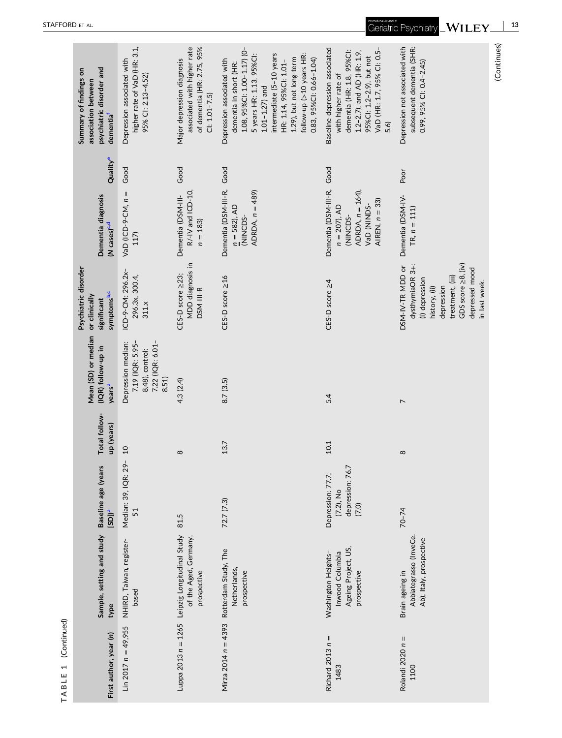**TABLE 1** (Continued)

| First author, year (n) | Sample, setting and study type | Baseline age (years [SD])[a] | Total follow-up (years) | Mean (SD) or median (IQR) follow-up in years[a] | Psychiatric disorder or clinically significant symptoms[b,c] | Dementia diagnosis (N cases)[c,d] | Quality[e] | Summary of findings on association between psychiatric disorder and dementia[f] |
|---|---|---|---|---|---|---|---|---|
| Lin 2017 n = 49,955 | NHIRD, Taiwan, register-based | Median: 39, IQR: 29–51 | 10 | Depression median: 7.19 (IQR: 5.95–8.48), control: 7.22 (IQR: 6.01–8.51) | ICD-9-CM: 296.2x–296.3x, 300.4, 311.x | VaD (ICD-9-CM, n = 117) | Good | Depression associated with higher rate of VaD (HR: 3.1, 95% CI: 2.13–4.52) |
| Luppa 2013 n = 1265 | Leipzig Longitudinal Study of the Aged, Germany, prospective | 81.5 | 8 | 4.3 (2.4) | CES-D score ≥23; MDD diagnosis in DSM-III-R | Dementia (DSM-III-R/-IV and ICD-10, n = 183) | Good | Major depression diagnosis associated with higher rate of dementia (HR: 2.75, 95% CI: 1.01–7.5) |
| Mirza 2014 n = 4393 | Rotterdam Study, The Netherlands, prospective | 72.7 (7.3) | 13.7 | 8.7 (3.5) | CES-D score ≥16 | Dementia (DSM-III-R, n = 582), AD (NINCDS-ADRDA, n = 489) | Good | Depression associated with dementia in short (HR: 1.08, 95%CI: 1.00–1.17) (0–5 years HR: 1.13, 95%CI: 1.01–1.27) and intermediate (5–10 years HR: 1.14, 95%CI: 1.01–1.29), but not long-term follow-up (>10 years HR: 0.83, 95%CI: 0.66–1.04) |
| Richard 2013 n = 1483 | Washington Heights–Inwood Columbia Ageing Project, US, prospective | Depression: 77.7, (7.2), No depression: 76.7 (7.0) | 10.1 | 5.4 | CES-D score ≥4 | Dementia (DSM-III-R, n = 207), AD (NINCDS-ADRDA, n = 164), VaD (NINDS-AIREN, n = 33) | Good | Baseline depression associated with higher rate of dementia (HR: 1.8, 95%CI: 1.2–2.7), and AD (HR: 1.9, 95%CI: 1.2–2.9), but not VaD (HR: 1.7, 95% CI: 0.5–5.6) |
| Rolandi 2020 n = 1100 | Brain ageing in Abbiategrasso (InveCe. Ab), Italy, prospective | 70–74 | 8 | 7 | DSM-IV-TR MDD or dysthymiaOR 3+: (i) depression history, (ii) depression treatment, (iii) GDS score ≥8, (iv) depressed mood in last week. | Dementia (DSM-IV-TR, n = 111) | Poor | Depression not associated with subsequent dementia (SHR: 0.99, 95% CI: 0.4–2.45) |

(Continues)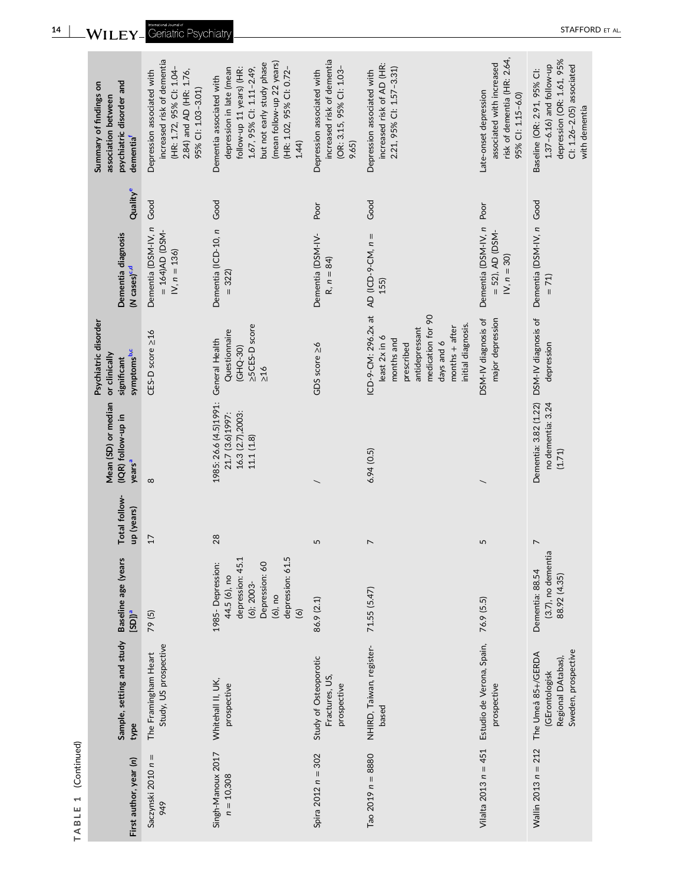TABLE 1 (Continued)

| First author, year (n) | Sample, setting and study type | Baseline age (years [SD])[a] | Total follow-up (years) | Mean (SD) or median (IQR) follow-up in years[a] | Psychiatric disorder or clinically significant symptoms[b,c] | Dementia diagnosis (N cases)[c,d] | Quality[e] | Summary of findings on association between psychiatric disorder and dementia[f] |
|---|---|---|---|---|---|---|---|---|
| Saczynski 2010 n = 949 | The Framingham Heart Study, US prospective | 79 (5) | 17 | 8 | CES-D score ≥16 | Dementia (DSM-IV, n = 164)AD (DSM-IV, n = 136) | Good | Depression associated with increased risk of dementia (HR: 1.72, 95% CI: 1.04–2.84) and AD (HR: 1.76, 95% CI: 1.03–3.01) |
| Singh-Manoux 2017 n = 10,308 | Whitehall II, UK, prospective | 1985- Depression: 44.5 (6), no depression: 45.1 (6); 2003- Depression: 60 (6), no depression: 61.5 (6) | 28 | 1985: 26.6 (4.5)1991: 21.7 (3.6)1997: 16.3 (2.7),2003: 11.1 (1.8) | General Health Questionnaire (GHQ-30) ≥5CES-D score ≥16 | Dementia (ICD-10, n = 322) | Good | Dementia associated with depression in late (mean follow-up 11 years) (HR: 1.67, 95% CI: 1.11–2.49, but not early study phase (mean follow-up 22 years) (HR: 1.02, 95% CI: 0.72–1.44) |
| Spira 2012 n = 302 | Study of Osteoporotic Fractures, US, prospective | 86.9 (2.1) | 5 | / | GDS score ≥6 | Dementia (DSM-IV-R, n = 84) | Poor | Depression associated with increased risk of dementia (OR: 3.15, 95% CI: 1.03–9.65) |
| Tao 2019 n = 8880 | NHIRD, Taiwan, register-based | 71.55 (5.47) | 7 | 6.94 (0.5) | ICD-9-CM: 296.2x at least 2x in 6 months and prescribed antidepressant medication for 90 days and 6 months + after initial diagnosis. | AD (ICD-9-CM, n = 155) | Good | Depression associated with increased risk of AD (HR: 2.21, 95% CI: 1.57–3.31) |
| Vilalta 2013 n = 451 | Estudio de Verona, Spain, prospective | 76.9 (5.5) | 5 | / | DSM-IV diagnosis of major depression | Dementia (DSM-IV, n = 52), AD (DSM-IV, n = 30) | Poor | Late-onset depression associated with increased risk of dementia (HR: 2.64, 95% CI: 1.15–6.0) |
| Wallin 2013 n = 212 | The Umeå 85+/GERDA (GErontologisk Regional DAtabas), Sweden, prospective | Dementia: 88.54 (3.7), no dementia 88.92 (4.35) | 7 | Dementia: 3.82 (1.22) no dementia: 3.24 (1.71) | DSM-IV diagnosis of depression | Dementia (DSM-IV, n = 71) | Good | Baseline (OR: 2.91, 95% CI: 1.37–6.16) and follow-up depression (OR: 1.61, 95% CI: 1.26–2.05) associated with dementia |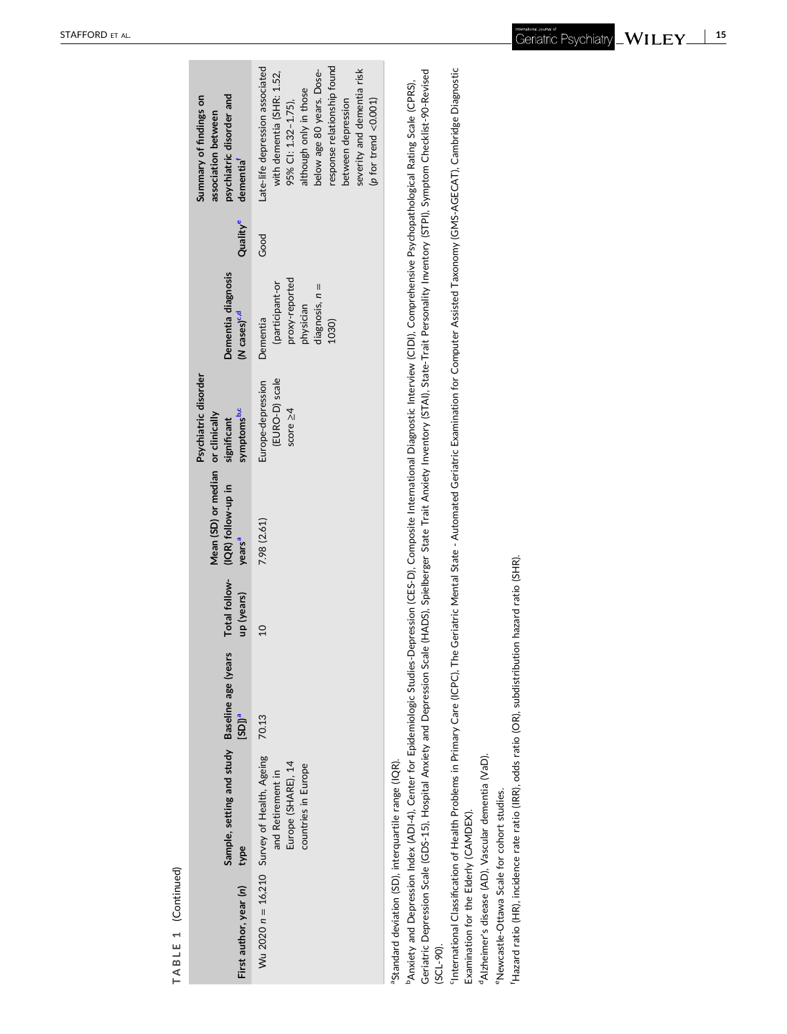**TABLE 1** (Continued)

| First author, year (n) | Sample, setting and study type | Baseline age (years [SD])[a] | Total follow-up (years) | Mean (SD) or median (IQR) follow-up in years[a] | Psychiatric disorder or clinically significant symptoms[b,c] | Dementia diagnosis (N cases)[c,d] | Quality[e] | Summary of findings on association between psychiatric disorder and dementia[f] |
|---|---|---|---|---|---|---|---|---|
| Wu 2020 $n = 16{,}210$ | Survey of Health, Ageing and Retirement in Europe (SHARE), 14 countries in Europe | 70.13 | 10 | 7.98 (2.61) | Europe-depression (EURO-D) scale score ≥4 | Dementia (participant-or proxy-reported physician diagnosis, $n = 1030$) | Good | Late-life depression associated with dementia (SHR: 1.52, 95% CI: 1.32–1.75), although only in those below age 80 years. Dose-response relationship found between depression severity and dementia risk ($p$ for trend <0.001) |

[a]Standard deviation (SD), interquartile range (IQR).

[b]Anxiety and Depression Index (ADI-4), Center for Epidemiologic Studies-Depression (CES-D), Composite International Diagnostic Interview (CIDI), Comprehensive Psychopathological Rating Scale (CPRS), Geriatric Depression Scale (GDS-15), Hospital Anxiety and Depression Scale (HADS), Spielberger State Trait Anxiety Inventory (STAI), State-Trait Personality Inventory (STPI), Symptom Checklist-90-Revised (SCL-90).

[c]International Classification of Health Problems in Primary Care (ICPC), The Geriatric Mental State - Automated Geriatric Examination for Computer Assisted Taxonomy (GMS-AGECAT), Cambridge Diagnostic Examination for the Elderly (CAMDEX).

[d]Alzheimer's disease (AD), Vascular dementia (VaD).

[e]Newcastle-Ottawa Scale for cohort studies.

[f]Hazard ratio (HR), incidence rate ratio (IRR), odds ratio (OR), subdistribution hazard ratio (SHR).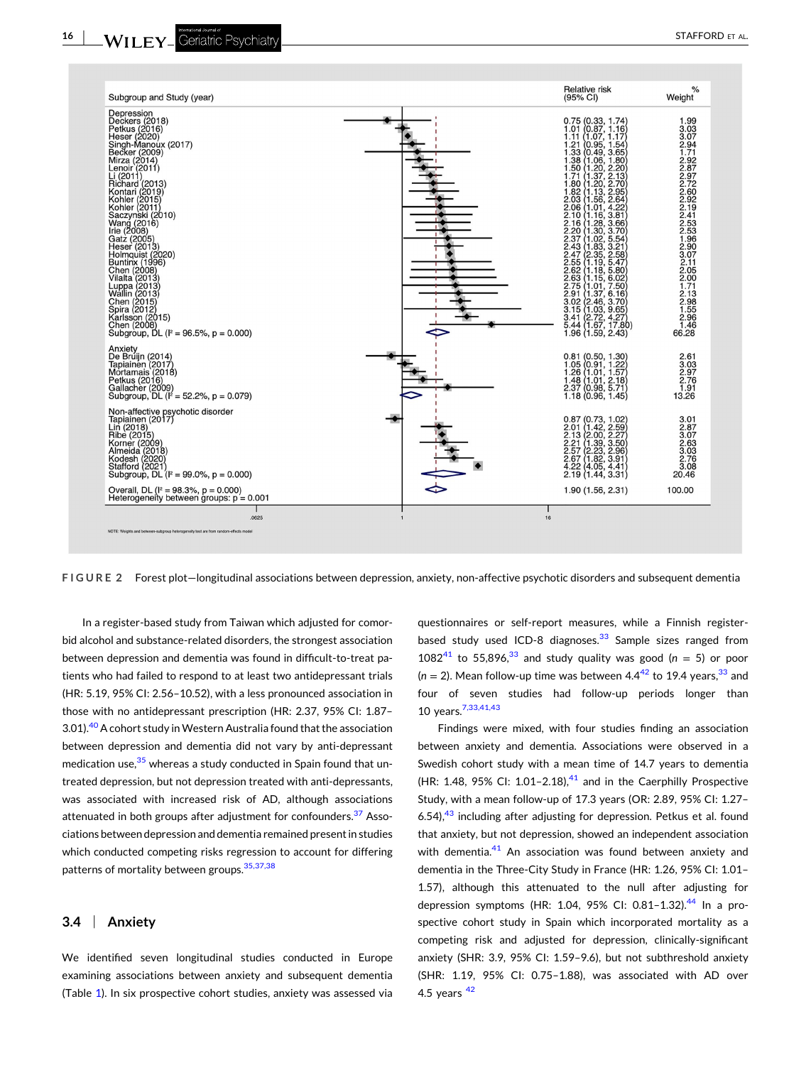| Subgroup and Study (year) | Relative risk (95% CI) | % Weight |
|---|---|---|
| **Depression** | | |
| Deckers (2018) | 0.75 (0.33, 1.74) | 1.99 |
| Petkus (2016) | 1.01 (0.87, 1.16) | 3.03 |
| Heser (2020) | 1.11 (1.07, 1.17) | 3.07 |
| Singh-Manoux (2017) | 1.21 (0.95, 1.54) | 2.94 |
| Becker (2009) | 1.33 (0.49, 3.65) | 1.71 |
| Mirza (2014) | 1.38 (1.06, 1.80) | 2.92 |
| Lenoir (2011) | 1.50 (1.20, 2.20) | 2.87 |
| Li (2011) | 1.71 (1.37, 2.13) | 2.97 |
| Richard (2013) | 1.80 (1.20, 2.70) | 2.72 |
| Kontari (2019) | 1.82 (1.13, 2.95) | 2.60 |
| Kohler (2015) | 2.03 (1.56, 2.64) | 2.92 |
| Kohler (2011) | 2.06 (1.01, 4.22) | 2.19 |
| Saczynski (2010) | 2.10 (1.16, 3.81) | 2.41 |
| Wang (2016) | 2.16 (1.28, 3.66) | 2.53 |
| Irie (2008) | 2.20 (1.30, 3.70) | 2.53 |
| Gatz (2005) | 2.37 (1.02, 5.54) | 1.96 |
| Heser (2013) | 2.43 (1.83, 3.21) | 2.90 |
| Holmquist (2020) | 2.47 (2.35, 2.58) | 3.07 |
| Buntinx (1996) | 2.55 (1.19, 5.47) | 2.11 |
| Chen (2008) | 2.62 (1.18, 5.80) | 2.05 |
| Vilalta (2013) | 2.63 (1.15, 6.02) | 2.00 |
| Luppa (2013) | 2.75 (1.01, 7.50) | 1.71 |
| Wallin (2013) | 2.91 (1.37, 6.16) | 2.13 |
| Chen (2015) | 3.02 (2.46, 3.70) | 2.98 |
| Spira (2012) | 3.15 (1.03, 9.65) | 1.55 |
| Karlsson (2015) | 3.41 (2.72, 4.27) | 2.96 |
| Chen (2008) | 5.44 (1.67, 17.80) | 1.46 |
| Subgroup, DL ($I^2$ = 96.5%, p = 0.000) | 1.96 (1.59, 2.43) | 66.28 |
| **Anxiety** | | |
| De Bruijn (2014) | 0.81 (0.50, 1.30) | 2.61 |
| Tapiainen (2017) | 1.05 (0.91, 1.22) | 3.03 |
| Mortamais (2018) | 1.26 (1.01, 1.57) | 2.97 |
| Petkus (2016) | 1.48 (1.01, 2.18) | 2.76 |
| Gallacher (2009) | 2.37 (0.98, 5.71) | 1.91 |
| Subgroup, DL ($I^2$ = 52.2%, p = 0.079) | 1.18 (0.96, 1.45) | 13.26 |
| **Non-affective psychotic disorder** | | |
| Tapiainen (2017) | 0.87 (0.73, 1.02) | 3.01 |
| Lin (2018) | 2.01 (1.42, 2.59) | 2.87 |
| Ribe (2015) | 2.13 (2.00, 2.27) | 3.07 |
| Korner (2009) | 2.21 (1.39, 3.50) | 2.63 |
| Almeida (2018) | 2.57 (2.23, 2.96) | 3.03 |
| Kodesh (2020) | 2.67 (1.82, 3.91) | 2.76 |
| Stafford (2021) | 4.22 (4.05, 4.41) | 3.08 |
| Subgroup, DL ($I^2$ = 99.0%, p = 0.000) | 2.19 (1.44, 3.31) | 20.46 |
| Overall, DL ($I^2$ = 98.3%, p = 0.000) | 1.90 (1.56, 2.31) | 100.00 |
| Heterogeneity between groups: p = 0.001 | | |

NOTE: Weights and between-subgroup heterogeneity test are from random-effects model

**FIGURE 2** Forest plot—longitudinal associations between depression, anxiety, non-affective psychotic disorders and subsequent dementia

In a register-based study from Taiwan which adjusted for comorbid alcohol and substance-related disorders, the strongest association between depression and dementia was found in difficult-to-treat patients who had failed to respond to at least two antidepressant trials (HR: 5.19, 95% CI: 2.56–10.52), with a less pronounced association in those with no antidepressant prescription (HR: 2.37, 95% CI: 1.87–3.01).[40] A cohort study in Western Australia found that the association between depression and dementia did not vary by anti-depressant medication use,[35] whereas a study conducted in Spain found that untreated depression, but not depression treated with anti-depressants, was associated with increased risk of AD, although associations attenuated in both groups after adjustment for confounders.[37] Associations between depression and dementia remained present in studies which conducted competing risks regression to account for differing patterns of mortality between groups.[35,37,38]

### 3.4 | Anxiety

We identified seven longitudinal studies conducted in Europe examining associations between anxiety and subsequent dementia (Table 1). In six prospective cohort studies, anxiety was assessed via questionnaires or self-report measures, while a Finnish register-based study used ICD-8 diagnoses.[33] Sample sizes ranged from 1082[41] to 55,896,[33] and study quality was good ($n$ = 5) or poor ($n$ = 2). Mean follow-up time was between 4.4[42] to 19.4 years,[33] and four of seven studies had follow-up periods longer than 10 years.[7,33,41,43]

Findings were mixed, with four studies finding an association between anxiety and dementia. Associations were observed in a Swedish cohort study with a mean time of 14.7 years to dementia (HR: 1.48, 95% CI: 1.01–2.18),[41] and in the Caerphilly Prospective Study, with a mean follow-up of 17.3 years (OR: 2.89, 95% CI: 1.27–6.54),[43] including after adjusting for depression. Petkus et al. found that anxiety, but not depression, showed an independent association with dementia.[41] An association was found between anxiety and dementia in the Three-City Study in France (HR: 1.26, 95% CI: 1.01–1.57), although this attenuated to the null after adjusting for depression symptoms (HR: 1.04, 95% CI: 0.81–1.32).[44] In a prospective cohort study in Spain which incorporated mortality as a competing risk and adjusted for depression, clinically-significant anxiety (SHR: 3.9, 95% CI: 1.59–9.6), but not subthreshold anxiety (SHR: 1.19, 95% CI: 0.75–1.88), was associated with AD over 4.5 years [42]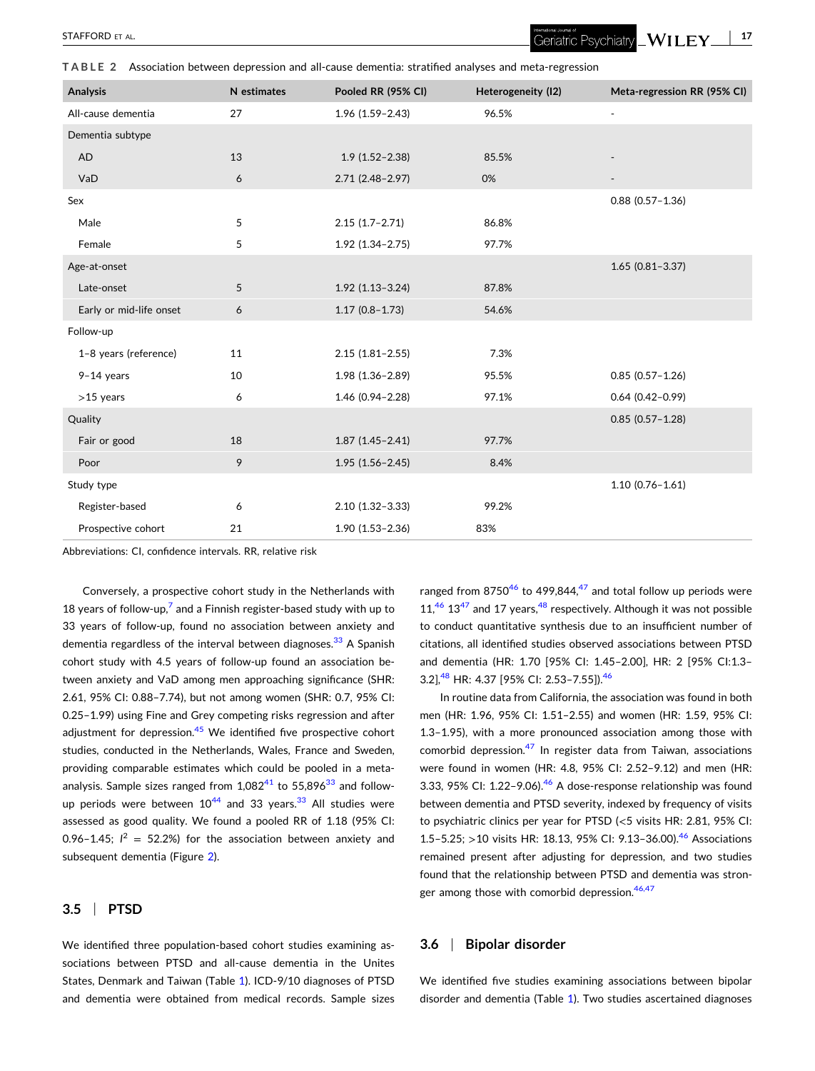**TABLE 2** Association between depression and all-cause dementia: stratified analyses and meta-regression

| Analysis | N estimates | Pooled RR (95% CI) | Heterogeneity (I2) | Meta-regression RR (95% CI) |
|---|---|---|---|---|
| All-cause dementia | 27 | 1.96 (1.59–2.43) | 96.5% | - |
| Dementia subtype | | | | |
| AD | 13 | 1.9 (1.52–2.38) | 85.5% | - |
| VaD | 6 | 2.71 (2.48–2.97) | 0% | - |
| Sex | | | | 0.88 (0.57–1.36) |
| Male | 5 | 2.15 (1.7–2.71) | 86.8% | |
| Female | 5 | 1.92 (1.34–2.75) | 97.7% | |
| Age-at-onset | | | | 1.65 (0.81–3.37) |
| Late-onset | 5 | 1.92 (1.13–3.24) | 87.8% | |
| Early or mid-life onset | 6 | 1.17 (0.8–1.73) | 54.6% | |
| Follow-up | | | | |
| 1–8 years (reference) | 11 | 2.15 (1.81–2.55) | 7.3% | |
| 9–14 years | 10 | 1.98 (1.36–2.89) | 95.5% | 0.85 (0.57–1.26) |
| >15 years | 6 | 1.46 (0.94–2.28) | 97.1% | 0.64 (0.42–0.99) |
| Quality | | | | 0.85 (0.57–1.28) |
| Fair or good | 18 | 1.87 (1.45–2.41) | 97.7% | |
| Poor | 9 | 1.95 (1.56–2.45) | 8.4% | |
| Study type | | | | 1.10 (0.76–1.61) |
| Register-based | 6 | 2.10 (1.32–3.33) | 99.2% | |
| Prospective cohort | 21 | 1.90 (1.53–2.36) | 83% | |

Abbreviations: CI, confidence intervals. RR, relative risk

Conversely, a prospective cohort study in the Netherlands with 18 years of follow-up,[7] and a Finnish register-based study with up to 33 years of follow-up, found no association between anxiety and dementia regardless of the interval between diagnoses.[33] A Spanish cohort study with 4.5 years of follow-up found an association between anxiety and VaD among men approaching significance (SHR: 2.61, 95% CI: 0.88–7.74), but not among women (SHR: 0.7, 95% CI: 0.25–1.99) using Fine and Grey competing risks regression and after adjustment for depression.[45] We identified five prospective cohort studies, conducted in the Netherlands, Wales, France and Sweden, providing comparable estimates which could be pooled in a meta-analysis. Sample sizes ranged from 1,082[41] to 55,896[33] and follow-up periods were between 10[44] and 33 years.[33] All studies were assessed as good quality. We found a pooled RR of 1.18 (95% CI: 0.96–1.45; $I^2$ = 52.2%) for the association between anxiety and subsequent dementia (Figure 2).

### 3.5 | PTSD

We identified three population-based cohort studies examining associations between PTSD and all-cause dementia in the Unites States, Denmark and Taiwan (Table 1). ICD-9/10 diagnoses of PTSD and dementia were obtained from medical records. Sample sizes ranged from 8750[46] to 499,844,[47] and total follow up periods were 11,[46] 13[47] and 17 years,[48] respectively. Although it was not possible to conduct quantitative synthesis due to an insufficient number of citations, all identified studies observed associations between PTSD and dementia (HR: 1.70 [95% CI: 1.45–2.00], HR: 2 [95% CI:1.3–3.2],[48] HR: 4.37 [95% CI: 2.53–7.55]).[46]

In routine data from California, the association was found in both men (HR: 1.96, 95% CI: 1.51–2.55) and women (HR: 1.59, 95% CI: 1.3–1.95), with a more pronounced association among those with comorbid depression.[47] In register data from Taiwan, associations were found in women (HR: 4.8, 95% CI: 2.52–9.12) and men (HR: 3.33, 95% CI: 1.22–9.06).[46] A dose-response relationship was found between dementia and PTSD severity, indexed by frequency of visits to psychiatric clinics per year for PTSD (<5 visits HR: 2.81, 95% CI: 1.5–5.25; >10 visits HR: 18.13, 95% CI: 9.13–36.00).[46] Associations remained present after adjusting for depression, and two studies found that the relationship between PTSD and dementia was stronger among those with comorbid depression.[46,47]

### 3.6 | Bipolar disorder

We identified five studies examining associations between bipolar disorder and dementia (Table 1). Two studies ascertained diagnoses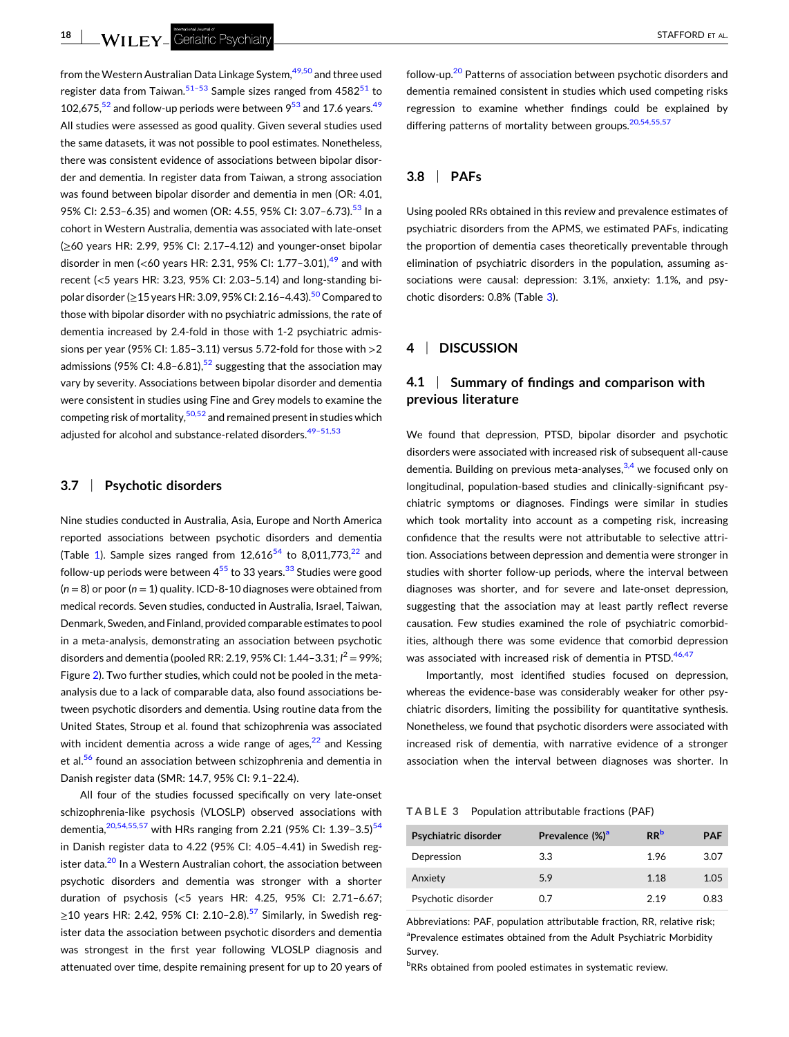from the Western Australian Data Linkage System,[49,50] and three used register data from Taiwan.[51–53] Sample sizes ranged from 4582[51] to 102,675,[52] and follow-up periods were between 9[53] and 17.6 years.[49] All studies were assessed as good quality. Given several studies used the same datasets, it was not possible to pool estimates. Nonetheless, there was consistent evidence of associations between bipolar disorder and dementia. In register data from Taiwan, a strong association was found between bipolar disorder and dementia in men (OR: 4.01, 95% CI: 2.53–6.35) and women (OR: 4.55, 95% CI: 3.07–6.73).[53] In a cohort in Western Australia, dementia was associated with late-onset (≥60 years HR: 2.99, 95% CI: 2.17–4.12) and younger-onset bipolar disorder in men (<60 years HR: 2.31, 95% CI: 1.77–3.01),[49] and with recent (<5 years HR: 3.23, 95% CI: 2.03–5.14) and long-standing bipolar disorder (≥15 years HR: 3.09, 95% CI: 2.16–4.43).[50] Compared to those with bipolar disorder with no psychiatric admissions, the rate of dementia increased by 2.4-fold in those with 1-2 psychiatric admissions per year (95% CI: 1.85–3.11) versus 5.72-fold for those with >2 admissions (95% CI: 4.8–6.81),[52] suggesting that the association may vary by severity. Associations between bipolar disorder and dementia were consistent in studies using Fine and Grey models to examine the competing risk of mortality,[50,52] and remained present in studies which adjusted for alcohol and substance-related disorders.[49–51,53]

### 3.7 | Psychotic disorders

Nine studies conducted in Australia, Asia, Europe and North America reported associations between psychotic disorders and dementia (Table 1). Sample sizes ranged from 12,616[54] to 8,011,773,[22] and follow-up periods were between 4[55] to 33 years.[33] Studies were good ($n = 8$) or poor ($n = 1$) quality. ICD-8-10 diagnoses were obtained from medical records. Seven studies, conducted in Australia, Israel, Taiwan, Denmark, Sweden, and Finland, provided comparable estimates to pool in a meta-analysis, demonstrating an association between psychotic disorders and dementia (pooled RR: 2.19, 95% CI: 1.44–3.31; $I^2 = 99\%$; Figure 2). Two further studies, which could not be pooled in the meta-analysis due to a lack of comparable data, also found associations between psychotic disorders and dementia. Using routine data from the United States, Stroup et al. found that schizophrenia was associated with incident dementia across a wide range of ages,[22] and Kessing et al.[56] found an association between schizophrenia and dementia in Danish register data (SMR: 14.7, 95% CI: 9.1–22.4).

All four of the studies focussed specifically on very late-onset schizophrenia-like psychosis (VLOSLP) observed associations with dementia,[20,54,55,57] with HRs ranging from 2.21 (95% CI: 1.39–3.5)[54] in Danish register data to 4.22 (95% CI: 4.05–4.41) in Swedish register data.[20] In a Western Australian cohort, the association between psychotic disorders and dementia was stronger with a shorter duration of psychosis (<5 years HR: 4.25, 95% CI: 2.71–6.67; ≥10 years HR: 2.42, 95% CI: 2.10–2.8).[57] Similarly, in Swedish register data the association between psychotic disorders and dementia was strongest in the first year following VLOSLP diagnosis and attenuated over time, despite remaining present for up to 20 years of follow-up.[20] Patterns of association between psychotic disorders and dementia remained consistent in studies which used competing risks regression to examine whether findings could be explained by differing patterns of mortality between groups.[20,54,55,57]

### 3.8 | PAFs

Using pooled RRs obtained in this review and prevalence estimates of psychiatric disorders from the APMS, we estimated PAFs, indicating the proportion of dementia cases theoretically preventable through elimination of psychiatric disorders in the population, assuming associations were causal: depression: 3.1%, anxiety: 1.1%, and psychotic disorders: 0.8% (Table 3).

## 4 | DISCUSSION

### 4.1 | Summary of findings and comparison with previous literature

We found that depression, PTSD, bipolar disorder and psychotic disorders were associated with increased risk of subsequent all-cause dementia. Building on previous meta-analyses,[3,4] we focused only on longitudinal, population-based studies and clinically-significant psychiatric symptoms or diagnoses. Findings were similar in studies which took mortality into account as a competing risk, increasing confidence that the results were not attributable to selective attrition. Associations between depression and dementia were stronger in studies with shorter follow-up periods, where the interval between diagnoses was shorter, and for severe and late-onset depression, suggesting that the association may at least partly reflect reverse causation. Few studies examined the role of psychiatric comorbidities, although there was some evidence that comorbid depression was associated with increased risk of dementia in PTSD.[46,47]

Importantly, most identified studies focused on depression, whereas the evidence-base was considerably weaker for other psychiatric disorders, limiting the possibility for quantitative synthesis. Nonetheless, we found that psychotic disorders were associated with increased risk of dementia, with narrative evidence of a stronger association when the interval between diagnoses was shorter. In

**TABLE 3** Population attributable fractions (PAF)

| Psychiatric disorder | Prevalence (%)[a] | RR[b] | PAF |
|---|---|---|---|
| Depression | 3.3 | 1.96 | 3.07 |
| Anxiety | 5.9 | 1.18 | 1.05 |
| Psychotic disorder | 0.7 | 2.19 | 0.83 |

Abbreviations: PAF, population attributable fraction, RR, relative risk;
[a]Prevalence estimates obtained from the Adult Psychiatric Morbidity Survey.
[b]RRs obtained from pooled estimates in systematic review.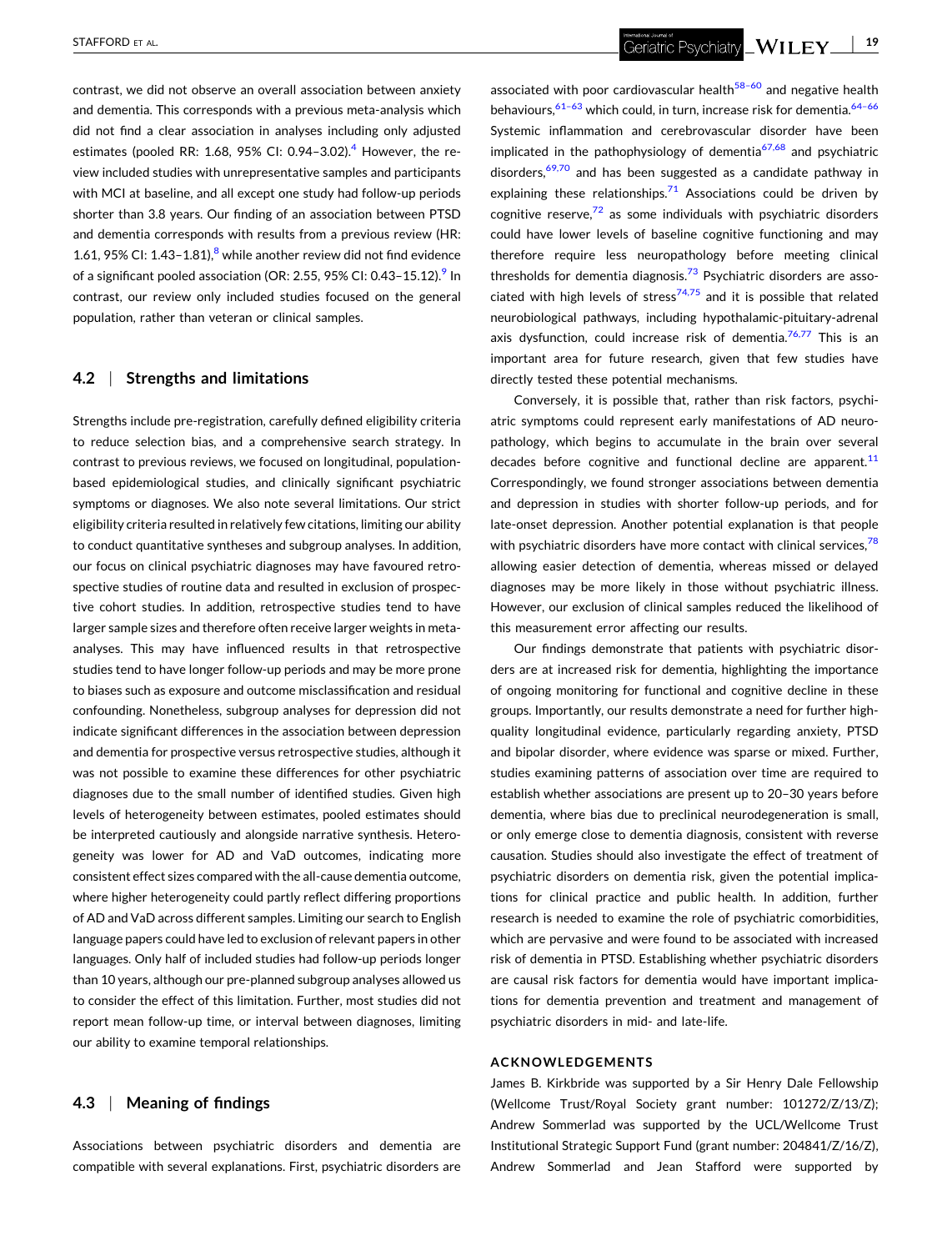contrast, we did not observe an overall association between anxiety and dementia. This corresponds with a previous meta-analysis which did not find a clear association in analyses including only adjusted estimates (pooled RR: 1.68, 95% CI: 0.94–3.02).[4] However, the review included studies with unrepresentative samples and participants with MCI at baseline, and all except one study had follow-up periods shorter than 3.8 years. Our finding of an association between PTSD and dementia corresponds with results from a previous review (HR: 1.61, 95% CI: 1.43–1.81),[8] while another review did not find evidence of a significant pooled association (OR: 2.55, 95% CI: 0.43–15.12).[9] In contrast, our review only included studies focused on the general population, rather than veteran or clinical samples.

### 4.2 | Strengths and limitations

Strengths include pre-registration, carefully defined eligibility criteria to reduce selection bias, and a comprehensive search strategy. In contrast to previous reviews, we focused on longitudinal, population-based epidemiological studies, and clinically significant psychiatric symptoms or diagnoses. We also note several limitations. Our strict eligibility criteria resulted in relatively few citations, limiting our ability to conduct quantitative syntheses and subgroup analyses. In addition, our focus on clinical psychiatric diagnoses may have favoured retrospective studies of routine data and resulted in exclusion of prospective cohort studies. In addition, retrospective studies tend to have larger sample sizes and therefore often receive larger weights in meta-analyses. This may have influenced results in that retrospective studies tend to have longer follow-up periods and may be more prone to biases such as exposure and outcome misclassification and residual confounding. Nonetheless, subgroup analyses for depression did not indicate significant differences in the association between depression and dementia for prospective versus retrospective studies, although it was not possible to examine these differences for other psychiatric diagnoses due to the small number of identified studies. Given high levels of heterogeneity between estimates, pooled estimates should be interpreted cautiously and alongside narrative synthesis. Heterogeneity was lower for AD and VaD outcomes, indicating more consistent effect sizes compared with the all-cause dementia outcome, where higher heterogeneity could partly reflect differing proportions of AD and VaD across different samples. Limiting our search to English language papers could have led to exclusion of relevant papers in other languages. Only half of included studies had follow-up periods longer than 10 years, although our pre-planned subgroup analyses allowed us to consider the effect of this limitation. Further, most studies did not report mean follow-up time, or interval between diagnoses, limiting our ability to examine temporal relationships.

### 4.3 | Meaning of findings

Associations between psychiatric disorders and dementia are compatible with several explanations. First, psychiatric disorders are associated with poor cardiovascular health[58–60] and negative health behaviours,[61–63] which could, in turn, increase risk for dementia.[64–66] Systemic inflammation and cerebrovascular disorder have been implicated in the pathophysiology of dementia[67,68] and psychiatric disorders,[69,70] and has been suggested as a candidate pathway in explaining these relationships.[71] Associations could be driven by cognitive reserve,[72] as some individuals with psychiatric disorders could have lower levels of baseline cognitive functioning and may therefore require less neuropathology before meeting clinical thresholds for dementia diagnosis.[73] Psychiatric disorders are associated with high levels of stress[74,75] and it is possible that related neurobiological pathways, including hypothalamic-pituitary-adrenal axis dysfunction, could increase risk of dementia.[76,77] This is an important area for future research, given that few studies have directly tested these potential mechanisms.

Conversely, it is possible that, rather than risk factors, psychiatric symptoms could represent early manifestations of AD neuropathology, which begins to accumulate in the brain over several decades before cognitive and functional decline are apparent.[11] Correspondingly, we found stronger associations between dementia and depression in studies with shorter follow-up periods, and for late-onset depression. Another potential explanation is that people with psychiatric disorders have more contact with clinical services,[78] allowing easier detection of dementia, whereas missed or delayed diagnoses may be more likely in those without psychiatric illness. However, our exclusion of clinical samples reduced the likelihood of this measurement error affecting our results.

Our findings demonstrate that patients with psychiatric disorders are at increased risk for dementia, highlighting the importance of ongoing monitoring for functional and cognitive decline in these groups. Importantly, our results demonstrate a need for further high-quality longitudinal evidence, particularly regarding anxiety, PTSD and bipolar disorder, where evidence was sparse or mixed. Further, studies examining patterns of association over time are required to establish whether associations are present up to 20–30 years before dementia, where bias due to preclinical neurodegeneration is small, or only emerge close to dementia diagnosis, consistent with reverse causation. Studies should also investigate the effect of treatment of psychiatric disorders on dementia risk, given the potential implications for clinical practice and public health. In addition, further research is needed to examine the role of psychiatric comorbidities, which are pervasive and were found to be associated with increased risk of dementia in PTSD. Establishing whether psychiatric disorders are causal risk factors for dementia would have important implications for dementia prevention and treatment and management of psychiatric disorders in mid- and late-life.

## ACKNOWLEDGEMENTS

James B. Kirkbride was supported by a Sir Henry Dale Fellowship (Wellcome Trust/Royal Society grant number: 101272/Z/13/Z); Andrew Sommerlad was supported by the UCL/Wellcome Trust Institutional Strategic Support Fund (grant number: 204841/Z/16/Z), Andrew Sommerlad and Jean Stafford were supported by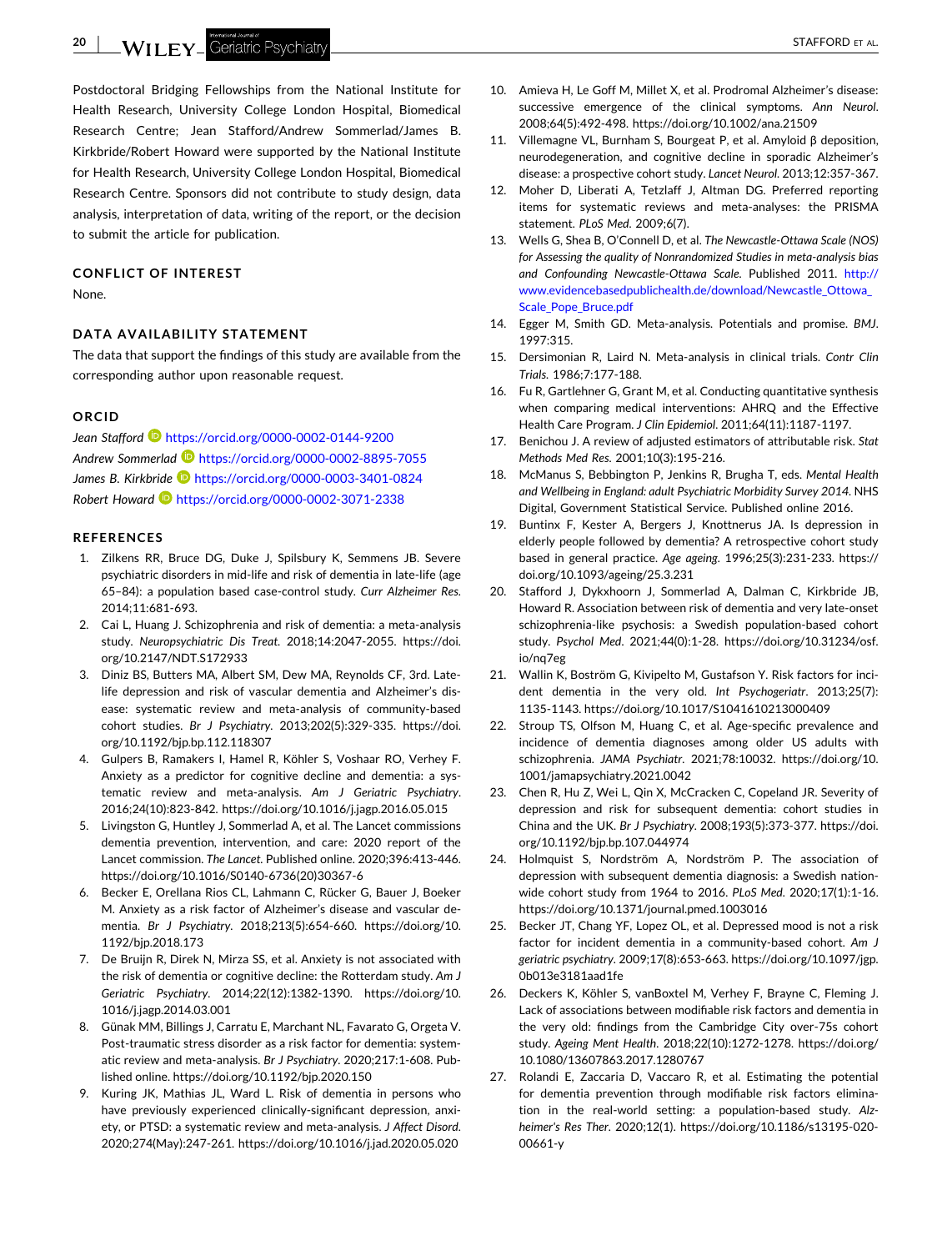Postdoctoral Bridging Fellowships from the National Institute for Health Research, University College London Hospital, Biomedical Research Centre; Jean Stafford/Andrew Sommerlad/James B. Kirkbride/Robert Howard were supported by the National Institute for Health Research, University College London Hospital, Biomedical Research Centre. Sponsors did not contribute to study design, data analysis, interpretation of data, writing of the report, or the decision to submit the article for publication.

## CONFLICT OF INTEREST

None.

## DATA AVAILABILITY STATEMENT

The data that support the findings of this study are available from the corresponding author upon reasonable request.

## ORCID

*Jean Stafford* https://orcid.org/0000-0002-0144-9200
*Andrew Sommerlad* https://orcid.org/0000-0002-8895-7055
*James B. Kirkbride* https://orcid.org/0000-0003-3401-0824
*Robert Howard* https://orcid.org/0000-0002-3071-2338

## REFERENCES

1. Zilkens RR, Bruce DG, Duke J, Spilsbury K, Semmens JB. Severe psychiatric disorders in mid-life and risk of dementia in late-life (age 65–84): a population based case-control study. *Curr Alzheimer Res*. 2014;11:681-693.
2. Cai L, Huang J. Schizophrenia and risk of dementia: a meta-analysis study. *Neuropsychiatric Dis Treat*. 2018;14:2047-2055. https://doi.org/10.2147/NDT.S172933
3. Diniz BS, Butters MA, Albert SM, Dew MA, Reynolds CF, 3rd. Late-life depression and risk of vascular dementia and Alzheimer's disease: systematic review and meta-analysis of community-based cohort studies. *Br J Psychiatry*. 2013;202(5):329-335. https://doi.org/10.1192/bjp.bp.112.118307
4. Gulpers B, Ramakers I, Hamel R, Köhler S, Voshaar RO, Verhey F. Anxiety as a predictor for cognitive decline and dementia: a systematic review and meta-analysis. *Am J Geriatric Psychiatry*. 2016;24(10):823-842. https://doi.org/10.1016/j.jagp.2016.05.015
5. Livingston G, Huntley J, Sommerlad A, et al. The Lancet commissions dementia prevention, intervention, and care: 2020 report of the Lancet commission. *The Lancet*. Published online. 2020;396:413-446. https://doi.org/10.1016/S0140-6736(20)30367-6
6. Becker E, Orellana Rios CL, Lahmann C, Rücker G, Bauer J, Boeker M. Anxiety as a risk factor of Alzheimer's disease and vascular dementia. *Br J Psychiatry*. 2018;213(5):654-660. https://doi.org/10.1192/bjp.2018.173
7. De Bruijn R, Direk N, Mirza SS, et al. Anxiety is not associated with the risk of dementia or cognitive decline: the Rotterdam study. *Am J Geriatric Psychiatry*. 2014;22(12):1382-1390. https://doi.org/10.1016/j.jagp.2014.03.001
8. Günak MM, Billings J, Carratu E, Marchant NL, Favarato G, Orgeta V. Post-traumatic stress disorder as a risk factor for dementia: systematic review and meta-analysis. *Br J Psychiatry*. 2020;217:1-608. Published online. https://doi.org/10.1192/bjp.2020.150
9. Kuring JK, Mathias JL, Ward L. Risk of dementia in persons who have previously experienced clinically-significant depression, anxiety, or PTSD: a systematic review and meta-analysis. *J Affect Disord*. 2020;274(May):247-261. https://doi.org/10.1016/j.jad.2020.05.020
10. Amieva H, Le Goff M, Millet X, et al. Prodromal Alzheimer's disease: successive emergence of the clinical symptoms. *Ann Neurol*. 2008;64(5):492-498. https://doi.org/10.1002/ana.21509
11. Villemagne VL, Burnham S, Bourgeat P, et al. Amyloid β deposition, neurodegeneration, and cognitive decline in sporadic Alzheimer's disease: a prospective cohort study. *Lancet Neurol*. 2013;12:357-367.
12. Moher D, Liberati A, Tetzlaff J, Altman DG. Preferred reporting items for systematic reviews and meta-analyses: the PRISMA statement. *PLoS Med*. 2009;6(7).
13. Wells G, Shea B, O'Connell D, et al. *The Newcastle-Ottawa Scale (NOS) for Assessing the quality of Nonrandomized Studies in meta-analysis bias and Confounding Newcastle-Ottawa Scale*. Published 2011. http://www.evidencebasedpublichealth.de/download/Newcastle_Ottowa_Scale_Pope_Bruce.pdf
14. Egger M, Smith GD. Meta-analysis. Potentials and promise. *BMJ*. 1997:315.
15. Dersimonian R, Laird N. Meta-analysis in clinical trials. *Contr Clin Trials*. 1986;7:177-188.
16. Fu R, Gartlehner G, Grant M, et al. Conducting quantitative synthesis when comparing medical interventions: AHRQ and the Effective Health Care Program. *J Clin Epidemiol*. 2011;64(11):1187-1197.
17. Benichou J. A review of adjusted estimators of attributable risk. *Stat Methods Med Res*. 2001;10(3):195-216.
18. McManus S, Bebbington P, Jenkins R, Brugha T, eds. *Mental Health and Wellbeing in England: adult Psychiatric Morbidity Survey 2014*. NHS Digital, Government Statistical Service. Published online 2016.
19. Buntinx F, Kester A, Bergers J, Knottnerus JA. Is depression in elderly people followed by dementia? A retrospective cohort study based in general practice. *Age ageing*. 1996;25(3):231-233. https://doi.org/10.1093/ageing/25.3.231
20. Stafford J, Dykxhoorn J, Sommerlad A, Dalman C, Kirkbride JB, Howard R. Association between risk of dementia and very late-onset schizophrenia-like psychosis: a Swedish population-based cohort study. *Psychol Med*. 2021;44(0):1-28. https://doi.org/10.31234/osf.io/nq7eg
21. Wallin K, Boström G, Kivipelto M, Gustafson Y. Risk factors for incident dementia in the very old. *Int Psychogeriatr*. 2013;25(7):1135-1143. https://doi.org/10.1017/S1041610213000409
22. Stroup TS, Olfson M, Huang C, et al. Age-specific prevalence and incidence of dementia diagnoses among older US adults with schizophrenia. *JAMA Psychiatr*. 2021;78:10032. https://doi.org/10.1001/jamapsychiatry.2021.0042
23. Chen R, Hu Z, Wei L, Qin X, McCracken C, Copeland JR. Severity of depression and risk for subsequent dementia: cohort studies in China and the UK. *Br J Psychiatry*. 2008;193(5):373-377. https://doi.org/10.1192/bjp.bp.107.044974
24. Holmquist S, Nordström A, Nordström P. The association of depression with subsequent dementia diagnosis: a Swedish nationwide cohort study from 1964 to 2016. *PLoS Med*. 2020;17(1):1-16. https://doi.org/10.1371/journal.pmed.1003016
25. Becker JT, Chang YF, Lopez OL, et al. Depressed mood is not a risk factor for incident dementia in a community-based cohort. *Am J geriatric psychiatry*. 2009;17(8):653-663. https://doi.org/10.1097/jgp.0b013e3181aad1fe
26. Deckers K, Köhler S, vanBoxtel M, Verhey F, Brayne C, Fleming J. Lack of associations between modifiable risk factors and dementia in the very old: findings from the Cambridge City over-75s cohort study. *Ageing Ment Health*. 2018;22(10):1272-1278. https://doi.org/10.1080/13607863.2017.1280767
27. Rolandi E, Zaccaria D, Vaccaro R, et al. Estimating the potential for dementia prevention through modifiable risk factors elimination in the real-world setting: a population-based study. *Alzheimer's Res Ther*. 2020;12(1). https://doi.org/10.1186/s13195-020-00661-y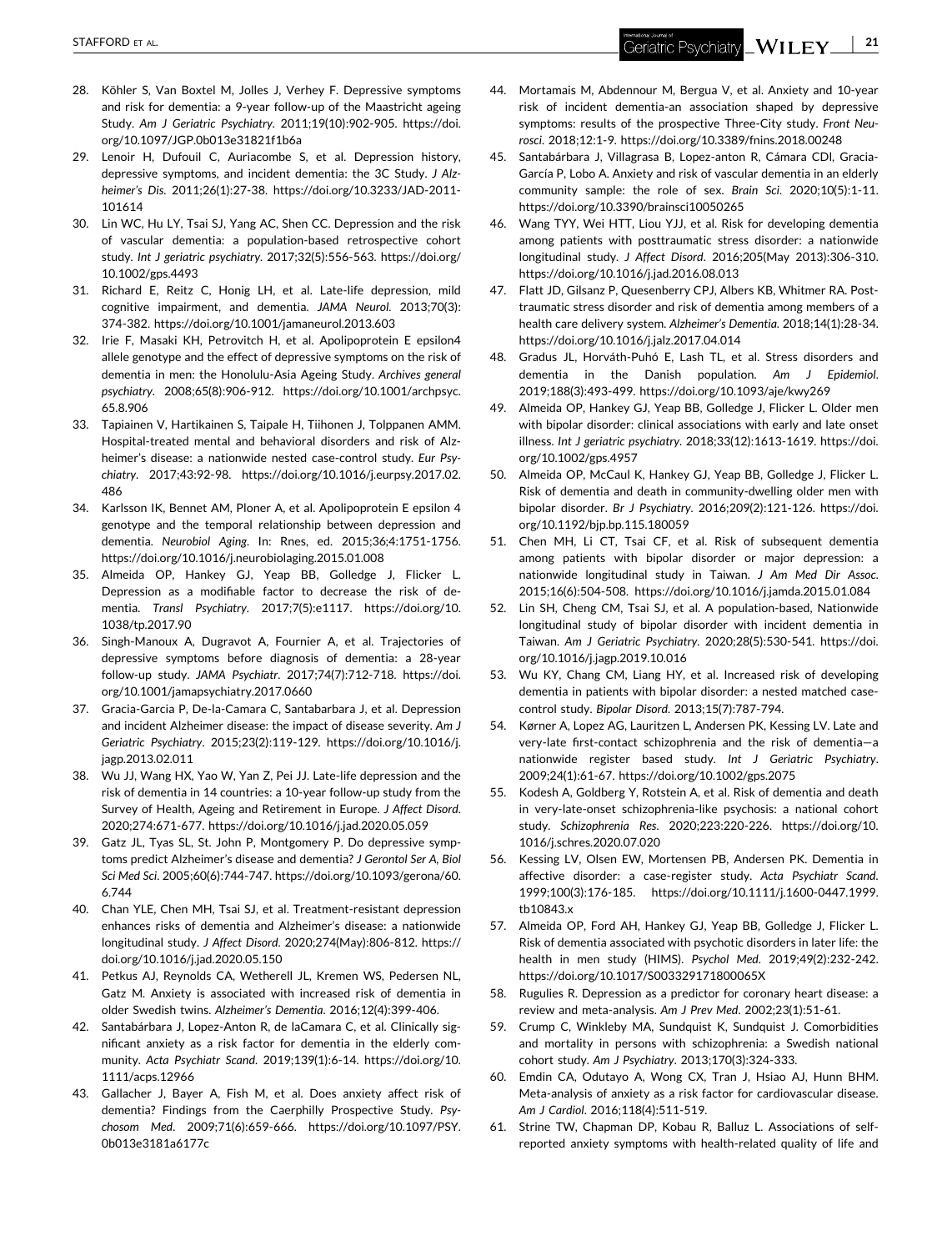28. Köhler S, Van Boxtel M, Jolles J, Verhey F. Depressive symptoms and risk for dementia: a 9-year follow-up of the Maastricht ageing Study. *Am J Geriatric Psychiatry*. 2011;19(10):902-905. https://doi.org/10.1097/JGP.0b013e31821f1b6a
29. Lenoir H, Dufouil C, Auriacombe S, et al. Depression history, depressive symptoms, and incident dementia: the 3C Study. *J Alzheimer's Dis*. 2011;26(1):27-38. https://doi.org/10.3233/JAD-2011-101614
30. Lin WC, Hu LY, Tsai SJ, Yang AC, Shen CC. Depression and the risk of vascular dementia: a population-based retrospective cohort study. *Int J geriatric psychiatry*. 2017;32(5):556-563. https://doi.org/10.1002/gps.4493
31. Richard E, Reitz C, Honig LH, et al. Late-life depression, mild cognitive impairment, and dementia. *JAMA Neurol*. 2013;70(3):374-382. https://doi.org/10.1001/jamaneurol.2013.603
32. Irie F, Masaki KH, Petrovitch H, et al. Apolipoprotein E epsilon4 allele genotype and the effect of depressive symptoms on the risk of dementia in men: the Honolulu-Asia Ageing Study. *Archives general psychiatry*. 2008;65(8):906-912. https://doi.org/10.1001/archpsyc.65.8.906
33. Tapiainen V, Hartikainen S, Taipale H, Tiihonen J, Tolppanen AMM. Hospital-treated mental and behavioral disorders and risk of Alzheimer's disease: a nationwide nested case-control study. *Eur Psychiatry*. 2017;43:92-98. https://doi.org/10.1016/j.eurpsy.2017.02.486
34. Karlsson IK, Bennet AM, Ploner A, et al. Apolipoprotein E epsilon 4 genotype and the temporal relationship between depression and dementia. *Neurobiol Aging*. In: Rnes, ed. 2015;36;4:1751-1756. https://doi.org/10.1016/j.neurobiolaging.2015.01.008
35. Almeida OP, Hankey GJ, Yeap BB, Golledge J, Flicker L. Depression as a modifiable factor to decrease the risk of dementia. *Transl Psychiatry*. 2017;7(5):e1117. https://doi.org/10.1038/tp.2017.90
36. Singh-Manoux A, Dugravot A, Fournier A, et al. Trajectories of depressive symptoms before diagnosis of dementia: a 28-year follow-up study. *JAMA Psychiatr*. 2017;74(7):712-718. https://doi.org/10.1001/jamapsychiatry.2017.0660
37. Gracia-Garcia P, De-la-Camara C, Santabarbara J, et al. Depression and incident Alzheimer disease: the impact of disease severity. *Am J Geriatric Psychiatry*. 2015;23(2):119-129. https://doi.org/10.1016/j.jagp.2013.02.011
38. Wu JJ, Wang HX, Yao W, Yan Z, Pei JJ. Late-life depression and the risk of dementia in 14 countries: a 10-year follow-up study from the Survey of Health, Ageing and Retirement in Europe. *J Affect Disord*. 2020;274:671-677. https://doi.org/10.1016/j.jad.2020.05.059
39. Gatz JL, Tyas SL, St. John P, Montgomery P. Do depressive symptoms predict Alzheimer's disease and dementia? *J Gerontol Ser A, Biol Sci Med Sci*. 2005;60(6):744-747. https://doi.org/10.1093/gerona/60.6.744
40. Chan YLE, Chen MH, Tsai SJ, et al. Treatment-resistant depression enhances risks of dementia and Alzheimer's disease: a nationwide longitudinal study. *J Affect Disord*. 2020;274(May):806-812. https://doi.org/10.1016/j.jad.2020.05.150
41. Petkus AJ, Reynolds CA, Wetherell JL, Kremen WS, Pedersen NL, Gatz M. Anxiety is associated with increased risk of dementia in older Swedish twins. *Alzheimer's Dementia*. 2016;12(4):399-406.
42. Santabárbara J, Lopez-Anton R, de laCamara C, et al. Clinically significant anxiety as a risk factor for dementia in the elderly community. *Acta Psychiatr Scand*. 2019;139(1):6-14. https://doi.org/10.1111/acps.12966
43. Gallacher J, Bayer A, Fish M, et al. Does anxiety affect risk of dementia? Findings from the Caerphilly Prospective Study. *Psychosom Med*. 2009;71(6):659-666. https://doi.org/10.1097/PSY.0b013e3181a6177c
44. Mortamais M, Abdennour M, Bergua V, et al. Anxiety and 10-year risk of incident dementia-an association shaped by depressive symptoms: results of the prospective Three-City study. *Front Neurosci*. 2018;12:1-9. https://doi.org/10.3389/fnins.2018.00248
45. Santabárbara J, Villagrasa B, Lopez-anton R, Cámara CDl, Gracia-García P, Lobo A. Anxiety and risk of vascular dementia in an elderly community sample: the role of sex. *Brain Sci*. 2020;10(5):1-11. https://doi.org/10.3390/brainsci10050265
46. Wang TYY, Wei HTT, Liou YJJ, et al. Risk for developing dementia among patients with posttraumatic stress disorder: a nationwide longitudinal study. *J Affect Disord*. 2016;205(May 2013):306-310. https://doi.org/10.1016/j.jad.2016.08.013
47. Flatt JD, Gilsanz P, Quesenberry CPJ, Albers KB, Whitmer RA. Post-traumatic stress disorder and risk of dementia among members of a health care delivery system. *Alzheimer's Dementia*. 2018;14(1):28-34. https://doi.org/10.1016/j.jalz.2017.04.014
48. Gradus JL, Horváth-Puhó E, Lash TL, et al. Stress disorders and dementia in the Danish population. *Am J Epidemiol*. 2019;188(3):493-499. https://doi.org/10.1093/aje/kwy269
49. Almeida OP, Hankey GJ, Yeap BB, Golledge J, Flicker L. Older men with bipolar disorder: clinical associations with early and late onset illness. *Int J geriatric psychiatry*. 2018;33(12):1613-1619. https://doi.org/10.1002/gps.4957
50. Almeida OP, McCaul K, Hankey GJ, Yeap BB, Golledge J, Flicker L. Risk of dementia and death in community-dwelling older men with bipolar disorder. *Br J Psychiatry*. 2016;209(2):121-126. https://doi.org/10.1192/bjp.bp.115.180059
51. Chen MH, Li CT, Tsai CF, et al. Risk of subsequent dementia among patients with bipolar disorder or major depression: a nationwide longitudinal study in Taiwan. *J Am Med Dir Assoc*. 2015;16(6):504-508. https://doi.org/10.1016/j.jamda.2015.01.084
52. Lin SH, Cheng CM, Tsai SJ, et al. A population-based, Nationwide longitudinal study of bipolar disorder with incident dementia in Taiwan. *Am J Geriatric Psychiatry*. 2020;28(5):530-541. https://doi.org/10.1016/j.jagp.2019.10.016
53. Wu KY, Chang CM, Liang HY, et al. Increased risk of developing dementia in patients with bipolar disorder: a nested matched case-control study. *Bipolar Disord*. 2013;15(7):787-794.
54. Kørner A, Lopez AG, Lauritzen L, Andersen PK, Kessing LV. Late and very-late first-contact schizophrenia and the risk of dementia—a nationwide register based study. *Int J Geriatric Psychiatry*. 2009;24(1):61-67. https://doi.org/10.1002/gps.2075
55. Kodesh A, Goldberg Y, Rotstein A, et al. Risk of dementia and death in very-late-onset schizophrenia-like psychosis: a national cohort study. *Schizophrenia Res*. 2020;223:220-226. https://doi.org/10.1016/j.schres.2020.07.020
56. Kessing LV, Olsen EW, Mortensen PB, Andersen PK. Dementia in affective disorder: a case-register study. *Acta Psychiatr Scand*. 1999;100(3):176-185. https://doi.org/10.1111/j.1600-0447.1999.tb10843.x
57. Almeida OP, Ford AH, Hankey GJ, Yeap BB, Golledge J, Flicker L. Risk of dementia associated with psychotic disorders in later life: the health in men study (HIMS). *Psychol Med*. 2019;49(2):232-242. https://doi.org/10.1017/S003329171800065X
58. Rugulies R. Depression as a predictor for coronary heart disease: a review and meta-analysis. *Am J Prev Med*. 2002;23(1):51-61.
59. Crump C, Winkleby MA, Sundquist K, Sundquist J. Comorbidities and mortality in persons with schizophrenia: a Swedish national cohort study. *Am J Psychiatry*. 2013;170(3):324-333.
60. Emdin CA, Odutayo A, Wong CX, Tran J, Hsiao AJ, Hunn BHM. Meta-analysis of anxiety as a risk factor for cardiovascular disease. *Am J Cardiol*. 2016;118(4):511-519.
61. Strine TW, Chapman DP, Kobau R, Balluz L. Associations of self-reported anxiety symptoms with health-related quality of life and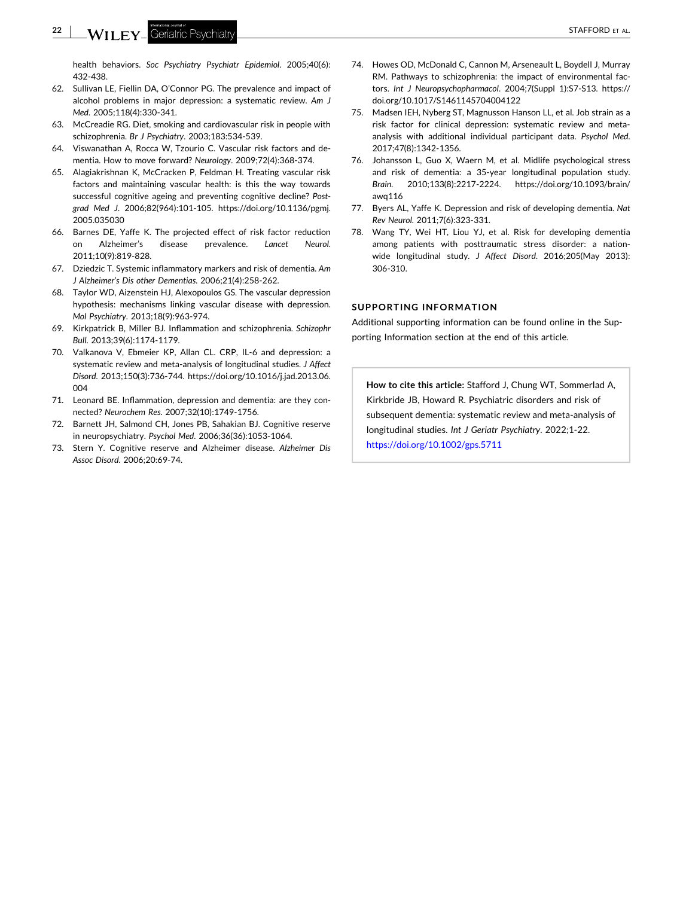health behaviors. *Soc Psychiatry Psychiatr Epidemiol*. 2005;40(6): 432-438.

62. Sullivan LE, Fiellin DA, O'Connor PG. The prevalence and impact of alcohol problems in major depression: a systematic review. *Am J Med*. 2005;118(4):330-341.
63. McCreadie RG. Diet, smoking and cardiovascular risk in people with schizophrenia. *Br J Psychiatry*. 2003;183:534-539.
64. Viswanathan A, Rocca W, Tzourio C. Vascular risk factors and dementia. How to move forward? *Neurology*. 2009;72(4):368-374.
65. Alagiakrishnan K, McCracken P, Feldman H. Treating vascular risk factors and maintaining vascular health: is this the way towards successful cognitive ageing and preventing cognitive decline? *Postgrad Med J*. 2006;82(964):101-105. https://doi.org/10.1136/pgmj.2005.035030
66. Barnes DE, Yaffe K. The projected effect of risk factor reduction on Alzheimer's disease prevalence. *Lancet Neurol*. 2011;10(9):819-828.
67. Dziedzic T. Systemic inflammatory markers and risk of dementia. *Am J Alzheimer's Dis other Dementias*. 2006;21(4):258-262.
68. Taylor WD, Aizenstein HJ, Alexopoulos GS. The vascular depression hypothesis: mechanisms linking vascular disease with depression. *Mol Psychiatry*. 2013;18(9):963-974.
69. Kirkpatrick B, Miller BJ. Inflammation and schizophrenia. *Schizophr Bull*. 2013;39(6):1174-1179.
70. Valkanova V, Ebmeier KP, Allan CL. CRP, IL-6 and depression: a systematic review and meta-analysis of longitudinal studies. *J Affect Disord*. 2013;150(3):736-744. https://doi.org/10.1016/j.jad.2013.06.004
71. Leonard BE. Inflammation, depression and dementia: are they connected? *Neurochem Res*. 2007;32(10):1749-1756.
72. Barnett JH, Salmond CH, Jones PB, Sahakian BJ. Cognitive reserve in neuropsychiatry. *Psychol Med*. 2006;36(36):1053-1064.
73. Stern Y. Cognitive reserve and Alzheimer disease. *Alzheimer Dis Assoc Disord*. 2006;20:69-74.
74. Howes OD, McDonald C, Cannon M, Arseneault L, Boydell J, Murray RM. Pathways to schizophrenia: the impact of environmental factors. *Int J Neuropsychopharmacol*. 2004;7(Suppl 1):S7-S13. https://doi.org/10.1017/S1461145704004122
75. Madsen IEH, Nyberg ST, Magnusson Hanson LL, et al. Job strain as a risk factor for clinical depression: systematic review and meta-analysis with additional individual participant data. *Psychol Med*. 2017;47(8):1342-1356.
76. Johansson L, Guo X, Waern M, et al. Midlife psychological stress and risk of dementia: a 35-year longitudinal population study. *Brain*. 2010;133(8):2217-2224. https://doi.org/10.1093/brain/awq116
77. Byers AL, Yaffe K. Depression and risk of developing dementia. *Nat Rev Neurol*. 2011;7(6):323-331.
78. Wang TY, Wei HT, Liou YJ, et al. Risk for developing dementia among patients with posttraumatic stress disorder: a nationwide longitudinal study. *J Affect Disord*. 2016;205(May 2013): 306-310.

## SUPPORTING INFORMATION

Additional supporting information can be found online in the Supporting Information section at the end of this article.

**How to cite this article:** Stafford J, Chung WT, Sommerlad A, Kirkbride JB, Howard R. Psychiatric disorders and risk of subsequent dementia: systematic review and meta-analysis of longitudinal studies. *Int J Geriatr Psychiatry*. 2022;1-22. https://doi.org/10.1002/gps.5711